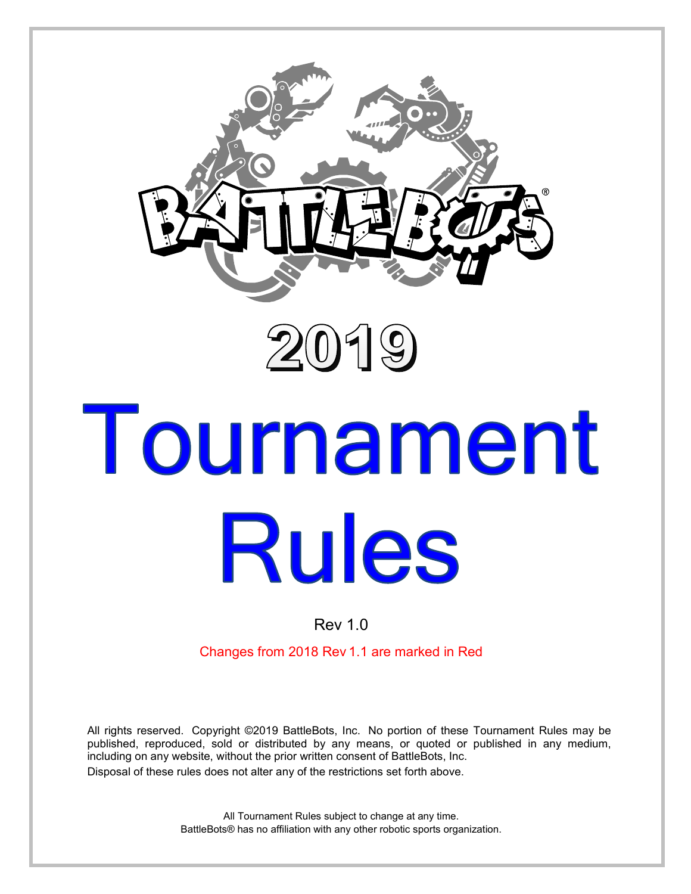# BATTLEBOTS®

# 2019

# Tournament Rules

Rev 1.0

Changes from 2018 Rev 1.1 are marked in Red

All rights reserved. Copyright ©2019 BattleBots, Inc. No portion of these Tournament Rules may be published, reproduced, sold or distributed by any means, or quoted or published in any medium, including on any website, without the prior written consent of BattleBots, Inc.

Disposal of these rules does not alter any of the restrictions set forth above.

All Tournament Rules subject to change at any time.
BattleBots® has no affiliation with any other robotic sports organization.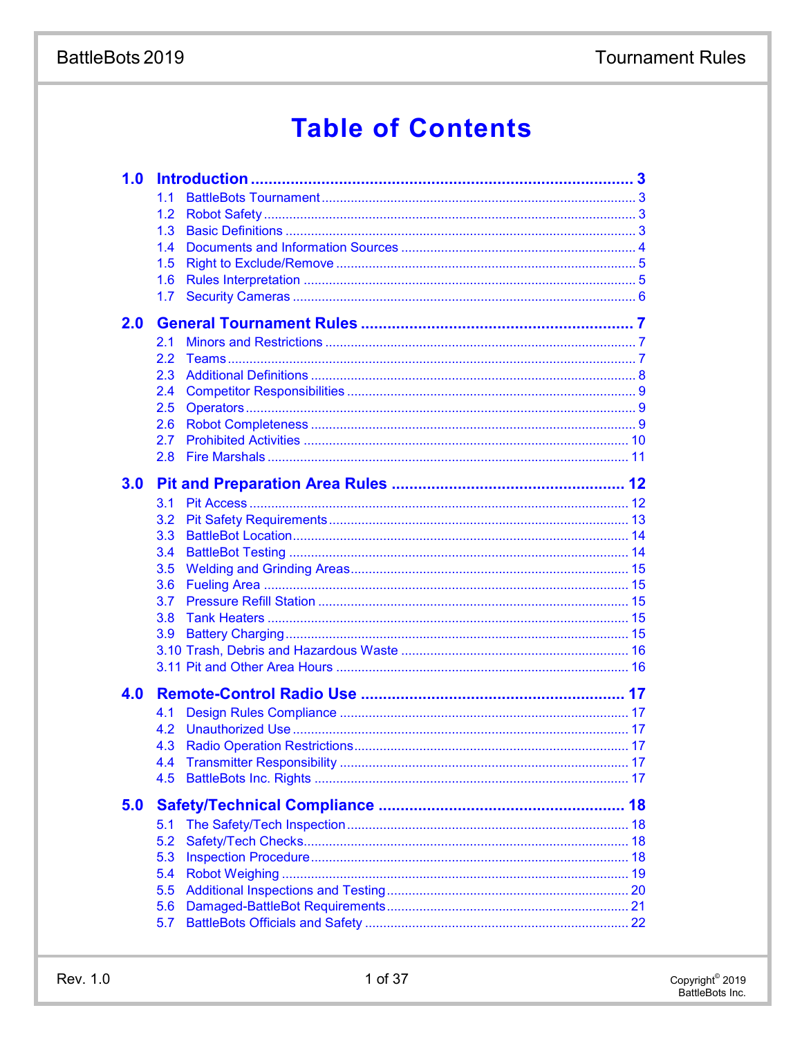# Table of Contents

**1.0 Introduction** ........ 3
- 1.1 BattleBots Tournament ........ 3
- 1.2 Robot Safety ........ 3
- 1.3 Basic Definitions ........ 3
- 1.4 Documents and Information Sources ........ 4
- 1.5 Right to Exclude/Remove ........ 5
- 1.6 Rules Interpretation ........ 5
- 1.7 Security Cameras ........ 6

**2.0 General Tournament Rules** ........ 7
- 2.1 Minors and Restrictions ........ 7
- 2.2 Teams ........ 7
- 2.3 Additional Definitions ........ 8
- 2.4 Competitor Responsibilities ........ 9
- 2.5 Operators ........ 9
- 2.6 Robot Completeness ........ 9
- 2.7 Prohibited Activities ........ 10
- 2.8 Fire Marshals ........ 11

**3.0 Pit and Preparation Area Rules** ........ 12
- 3.1 Pit Access ........ 12
- 3.2 Pit Safety Requirements ........ 13
- 3.3 BattleBot Location ........ 14
- 3.4 BattleBot Testing ........ 14
- 3.5 Welding and Grinding Areas ........ 15
- 3.6 Fueling Area ........ 15
- 3.7 Pressure Refill Station ........ 15
- 3.8 Tank Heaters ........ 15
- 3.9 Battery Charging ........ 15
- 3.10 Trash, Debris and Hazardous Waste ........ 16
- 3.11 Pit and Other Area Hours ........ 16

**4.0 Remote-Control Radio Use** ........ 17
- 4.1 Design Rules Compliance ........ 17
- 4.2 Unauthorized Use ........ 17
- 4.3 Radio Operation Restrictions ........ 17
- 4.4 Transmitter Responsibility ........ 17
- 4.5 BattleBots Inc. Rights ........ 17

**5.0 Safety/Technical Compliance** ........ 18
- 5.1 The Safety/Tech Inspection ........ 18
- 5.2 Safety/Tech Checks ........ 18
- 5.3 Inspection Procedure ........ 18
- 5.4 Robot Weighing ........ 19
- 5.5 Additional Inspections and Testing ........ 20
- 5.6 Damaged-BattleBot Requirements ........ 21
- 5.7 BattleBots Officials and Safety ........ 22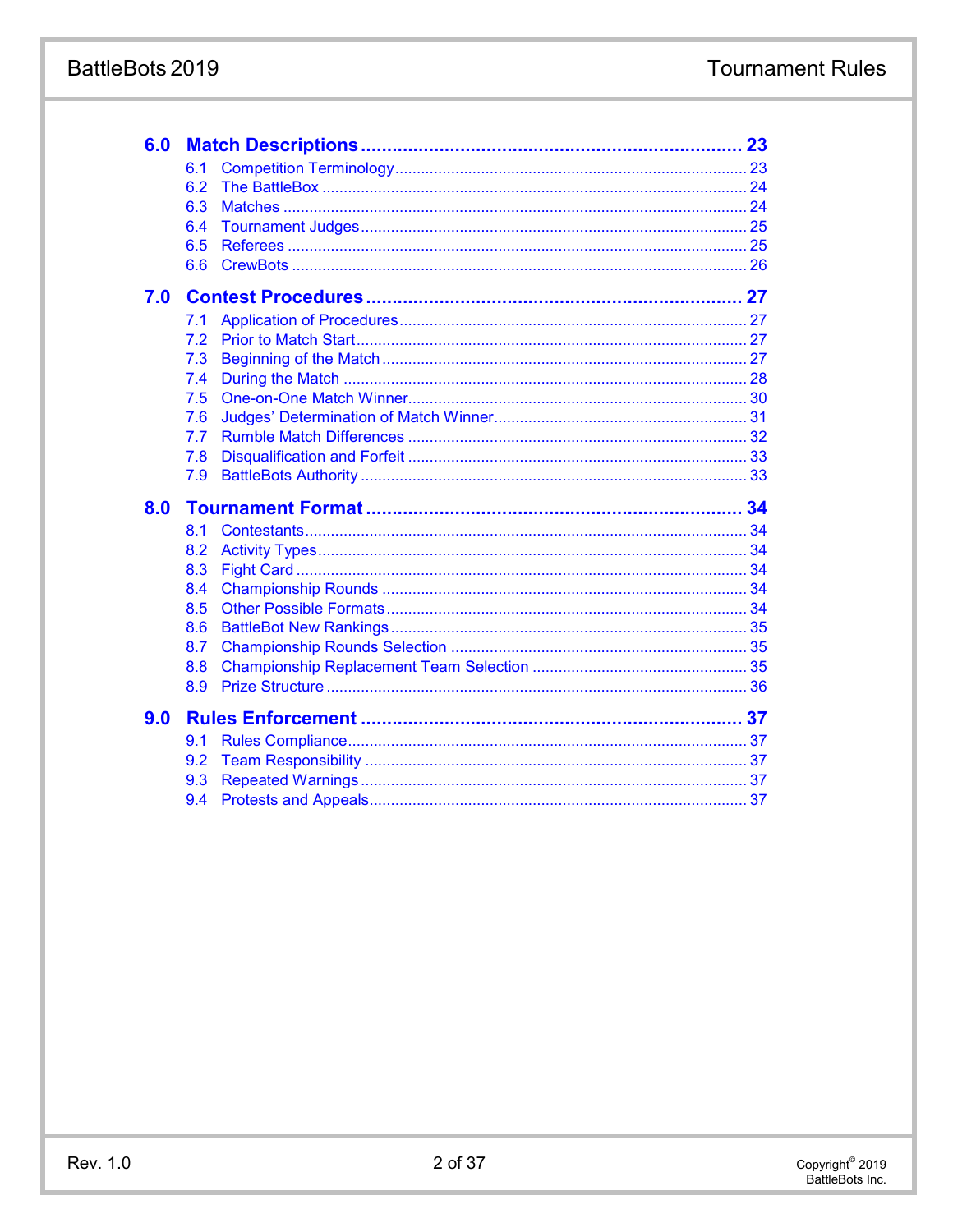**6.0 Match Descriptions ........ 23**

- 6.1 Competition Terminology ........ 23
- 6.2 The BattleBox ........ 24
- 6.3 Matches ........ 24
- 6.4 Tournament Judges ........ 25
- 6.5 Referees ........ 25
- 6.6 CrewBots ........ 26

**7.0 Contest Procedures ........ 27**

- 7.1 Application of Procedures ........ 27
- 7.2 Prior to Match Start ........ 27
- 7.3 Beginning of the Match ........ 27
- 7.4 During the Match ........ 28
- 7.5 One-on-One Match Winner ........ 30
- 7.6 Judges' Determination of Match Winner ........ 31
- 7.7 Rumble Match Differences ........ 32
- 7.8 Disqualification and Forfeit ........ 33
- 7.9 BattleBots Authority ........ 33

**8.0 Tournament Format ........ 34**

- 8.1 Contestants ........ 34
- 8.2 Activity Types ........ 34
- 8.3 Fight Card ........ 34
- 8.4 Championship Rounds ........ 34
- 8.5 Other Possible Formats ........ 34
- 8.6 BattleBot New Rankings ........ 35
- 8.7 Championship Rounds Selection ........ 35
- 8.8 Championship Replacement Team Selection ........ 35
- 8.9 Prize Structure ........ 36

**9.0 Rules Enforcement ........ 37**

- 9.1 Rules Compliance ........ 37
- 9.2 Team Responsibility ........ 37
- 9.3 Repeated Warnings ........ 37
- 9.4 Protests and Appeals ........ 37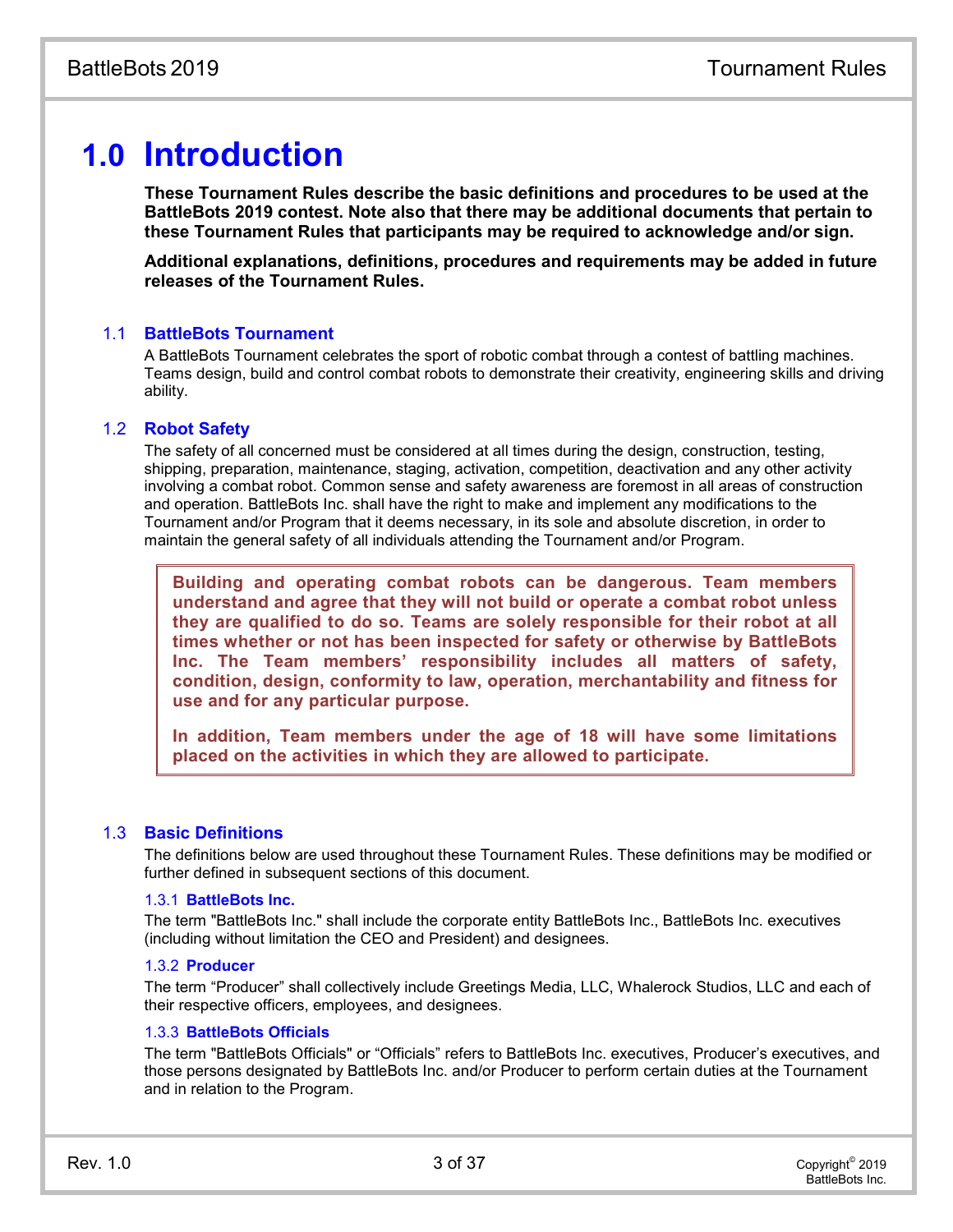# 1.0 Introduction

**These Tournament Rules describe the basic definitions and procedures to be used at the BattleBots 2019 contest. Note also that there may be additional documents that pertain to these Tournament Rules that participants may be required to acknowledge and/or sign.**

**Additional explanations, definitions, procedures and requirements may be added in future releases of the Tournament Rules.**

## 1.1 BattleBots Tournament

A BattleBots Tournament celebrates the sport of robotic combat through a contest of battling machines. Teams design, build and control combat robots to demonstrate their creativity, engineering skills and driving ability.

## 1.2 Robot Safety

The safety of all concerned must be considered at all times during the design, construction, testing, shipping, preparation, maintenance, staging, activation, competition, deactivation and any other activity involving a combat robot. Common sense and safety awareness are foremost in all areas of construction and operation. BattleBots Inc. shall have the right to make and implement any modifications to the Tournament and/or Program that it deems necessary, in its sole and absolute discretion, in order to maintain the general safety of all individuals attending the Tournament and/or Program.

> **Building and operating combat robots can be dangerous. Team members understand and agree that they will not build or operate a combat robot unless they are qualified to do so. Teams are solely responsible for their robot at all times whether or not has been inspected for safety or otherwise by BattleBots Inc. The Team members' responsibility includes all matters of safety, condition, design, conformity to law, operation, merchantability and fitness for use and for any particular purpose.**
>
> **In addition, Team members under the age of 18 will have some limitations placed on the activities in which they are allowed to participate.**

## 1.3 Basic Definitions

The definitions below are used throughout these Tournament Rules. These definitions may be modified or further defined in subsequent sections of this document.

### 1.3.1 BattleBots Inc.

The term "BattleBots Inc." shall include the corporate entity BattleBots Inc., BattleBots Inc. executives (including without limitation the CEO and President) and designees.

### 1.3.2 Producer

The term "Producer" shall collectively include Greetings Media, LLC, Whalerock Studios, LLC and each of their respective officers, employees, and designees.

### 1.3.3 BattleBots Officials

The term "BattleBots Officials" or "Officials" refers to BattleBots Inc. executives, Producer's executives, and those persons designated by BattleBots Inc. and/or Producer to perform certain duties at the Tournament and in relation to the Program.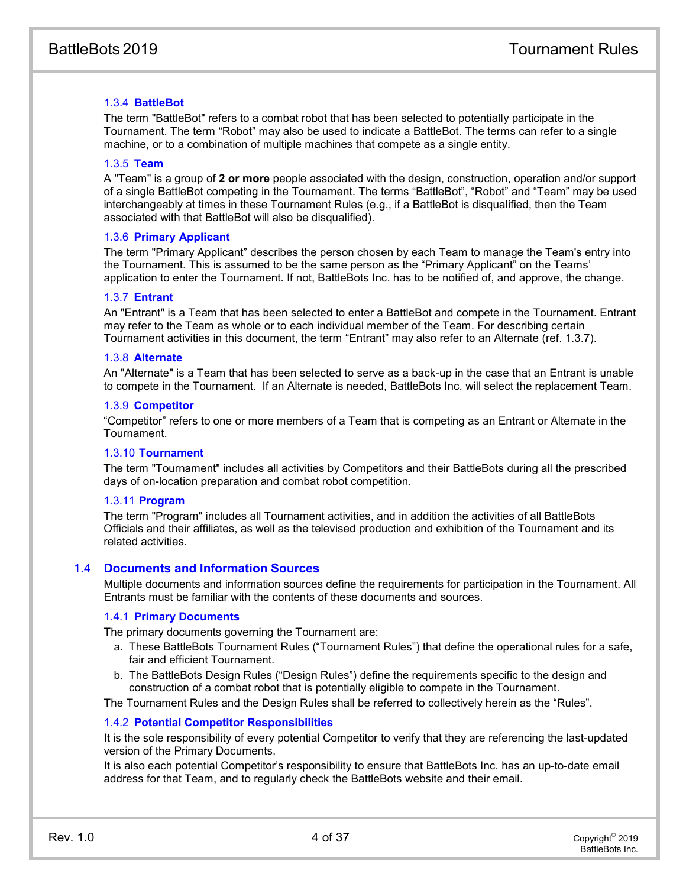#### 1.3.4 BattleBot

The term "BattleBot" refers to a combat robot that has been selected to potentially participate in the Tournament. The term "Robot" may also be used to indicate a BattleBot. The terms can refer to a single machine, or to a combination of multiple machines that compete as a single entity.

#### 1.3.5 Team

A "Team" is a group of **2 or more** people associated with the design, construction, operation and/or support of a single BattleBot competing in the Tournament. The terms "BattleBot", "Robot" and "Team" may be used interchangeably at times in these Tournament Rules (e.g., if a BattleBot is disqualified, then the Team associated with that BattleBot will also be disqualified).

#### 1.3.6 Primary Applicant

The term "Primary Applicant" describes the person chosen by each Team to manage the Team's entry into the Tournament. This is assumed to be the same person as the "Primary Applicant" on the Teams' application to enter the Tournament. If not, BattleBots Inc. has to be notified of, and approve, the change.

#### 1.3.7 Entrant

An "Entrant" is a Team that has been selected to enter a BattleBot and compete in the Tournament. Entrant may refer to the Team as whole or to each individual member of the Team. For describing certain Tournament activities in this document, the term "Entrant" may also refer to an Alternate (ref. 1.3.7).

#### 1.3.8 Alternate

An "Alternate" is a Team that has been selected to serve as a back-up in the case that an Entrant is unable to compete in the Tournament. If an Alternate is needed, BattleBots Inc. will select the replacement Team.

#### 1.3.9 Competitor

"Competitor" refers to one or more members of a Team that is competing as an Entrant or Alternate in the Tournament.

#### 1.3.10 Tournament

The term "Tournament" includes all activities by Competitors and their BattleBots during all the prescribed days of on-location preparation and combat robot competition.

#### 1.3.11 Program

The term "Program" includes all Tournament activities, and in addition the activities of all BattleBots Officials and their affiliates, as well as the televised production and exhibition of the Tournament and its related activities.

### 1.4 Documents and Information Sources

Multiple documents and information sources define the requirements for participation in the Tournament. All Entrants must be familiar with the contents of these documents and sources.

#### 1.4.1 Primary Documents

The primary documents governing the Tournament are:

a. These BattleBots Tournament Rules ("Tournament Rules") that define the operational rules for a safe, fair and efficient Tournament.
b. The BattleBots Design Rules ("Design Rules") define the requirements specific to the design and construction of a combat robot that is potentially eligible to compete in the Tournament.

The Tournament Rules and the Design Rules shall be referred to collectively herein as the "Rules".

#### 1.4.2 Potential Competitor Responsibilities

It is the sole responsibility of every potential Competitor to verify that they are referencing the last-updated version of the Primary Documents.

It is also each potential Competitor's responsibility to ensure that BattleBots Inc. has an up-to-date email address for that Team, and to regularly check the BattleBots website and their email.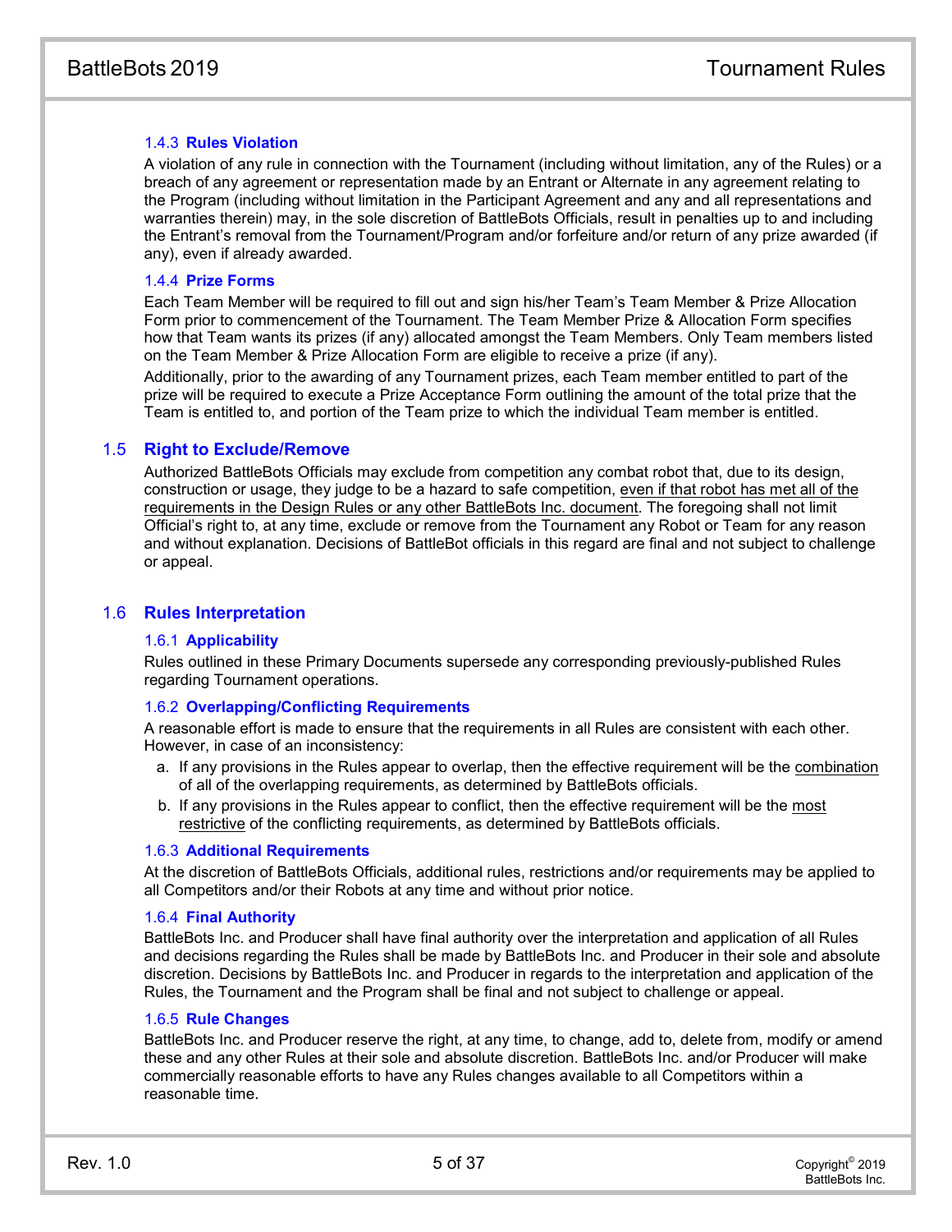### 1.4.3 Rules Violation

A violation of any rule in connection with the Tournament (including without limitation, any of the Rules) or a breach of any agreement or representation made by an Entrant or Alternate in any agreement relating to the Program (including without limitation in the Participant Agreement and any and all representations and warranties therein) may, in the sole discretion of BattleBots Officials, result in penalties up to and including the Entrant's removal from the Tournament/Program and/or forfeiture and/or return of any prize awarded (if any), even if already awarded.

### 1.4.4 Prize Forms

Each Team Member will be required to fill out and sign his/her Team's Team Member & Prize Allocation Form prior to commencement of the Tournament. The Team Member Prize & Allocation Form specifies how that Team wants its prizes (if any) allocated amongst the Team Members. Only Team members listed on the Team Member & Prize Allocation Form are eligible to receive a prize (if any).

Additionally, prior to the awarding of any Tournament prizes, each Team member entitled to part of the prize will be required to execute a Prize Acceptance Form outlining the amount of the total prize that the Team is entitled to, and portion of the Team prize to which the individual Team member is entitled.

## 1.5 Right to Exclude/Remove

Authorized BattleBots Officials may exclude from competition any combat robot that, due to its design, construction or usage, they judge to be a hazard to safe competition, <u>even if that robot has met all of the requirements in the Design Rules or any other BattleBots Inc. document</u>. The foregoing shall not limit Official's right to, at any time, exclude or remove from the Tournament any Robot or Team for any reason and without explanation. Decisions of BattleBot officials in this regard are final and not subject to challenge or appeal.

## 1.6 Rules Interpretation

### 1.6.1 Applicability

Rules outlined in these Primary Documents supersede any corresponding previously-published Rules regarding Tournament operations.

### 1.6.2 Overlapping/Conflicting Requirements

A reasonable effort is made to ensure that the requirements in all Rules are consistent with each other. However, in case of an inconsistency:

a. If any provisions in the Rules appear to overlap, then the effective requirement will be the <u>combination</u> of all of the overlapping requirements, as determined by BattleBots officials.

b. If any provisions in the Rules appear to conflict, then the effective requirement will be the <u>most restrictive</u> of the conflicting requirements, as determined by BattleBots officials.

### 1.6.3 Additional Requirements

At the discretion of BattleBots Officials, additional rules, restrictions and/or requirements may be applied to all Competitors and/or their Robots at any time and without prior notice.

### 1.6.4 Final Authority

BattleBots Inc. and Producer shall have final authority over the interpretation and application of all Rules and decisions regarding the Rules shall be made by BattleBots Inc. and Producer in their sole and absolute discretion. Decisions by BattleBots Inc. and Producer in regards to the interpretation and application of the Rules, the Tournament and the Program shall be final and not subject to challenge or appeal.

### 1.6.5 Rule Changes

BattleBots Inc. and Producer reserve the right, at any time, to change, add to, delete from, modify or amend these and any other Rules at their sole and absolute discretion. BattleBots Inc. and/or Producer will make commercially reasonable efforts to have any Rules changes available to all Competitors within a reasonable time.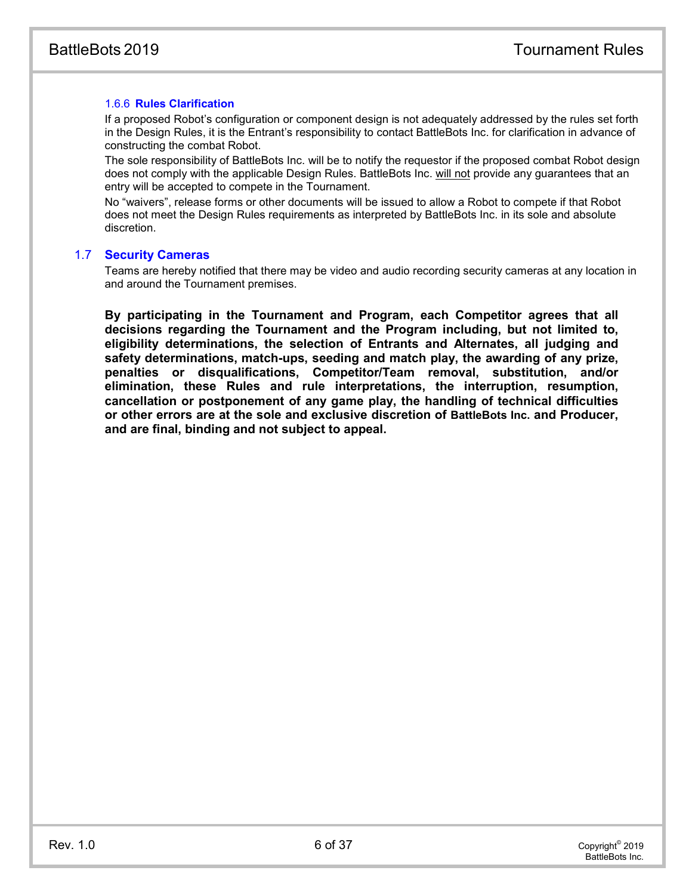#### 1.6.6 Rules Clarification

If a proposed Robot's configuration or component design is not adequately addressed by the rules set forth in the Design Rules, it is the Entrant's responsibility to contact BattleBots Inc. for clarification in advance of constructing the combat Robot.

The sole responsibility of BattleBots Inc. will be to notify the requestor if the proposed combat Robot design does not comply with the applicable Design Rules. BattleBots Inc. will not provide any guarantees that an entry will be accepted to compete in the Tournament.

No "waivers", release forms or other documents will be issued to allow a Robot to compete if that Robot does not meet the Design Rules requirements as interpreted by BattleBots Inc. in its sole and absolute discretion.

### 1.7 Security Cameras

Teams are hereby notified that there may be video and audio recording security cameras at any location in and around the Tournament premises.

**By participating in the Tournament and Program, each Competitor agrees that all decisions regarding the Tournament and the Program including, but not limited to, eligibility determinations, the selection of Entrants and Alternates, all judging and safety determinations, match-ups, seeding and match play, the awarding of any prize, penalties or disqualifications, Competitor/Team removal, substitution, and/or elimination, these Rules and rule interpretations, the interruption, resumption, cancellation or postponement of any game play, the handling of technical difficulties or other errors are at the sole and exclusive discretion of BattleBots Inc. and Producer, and are final, binding and not subject to appeal.**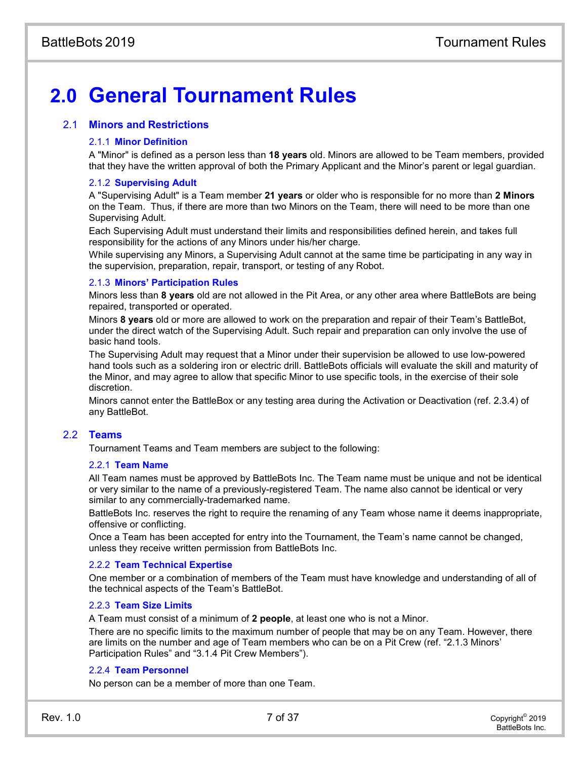# 2.0 General Tournament Rules

## 2.1 Minors and Restrictions

### 2.1.1 Minor Definition

A "Minor" is defined as a person less than **18 years** old. Minors are allowed to be Team members, provided that they have the written approval of both the Primary Applicant and the Minor's parent or legal guardian.

### 2.1.2 Supervising Adult

A "Supervising Adult" is a Team member **21 years** or older who is responsible for no more than **2 Minors** on the Team. Thus, if there are more than two Minors on the Team, there will need to be more than one Supervising Adult.

Each Supervising Adult must understand their limits and responsibilities defined herein, and takes full responsibility for the actions of any Minors under his/her charge.

While supervising any Minors, a Supervising Adult cannot at the same time be participating in any way in the supervision, preparation, repair, transport, or testing of any Robot.

### 2.1.3 Minors' Participation Rules

Minors less than **8 years** old are not allowed in the Pit Area, or any other area where BattleBots are being repaired, transported or operated.

Minors **8 years** old or more are allowed to work on the preparation and repair of their Team's BattleBot, under the direct watch of the Supervising Adult. Such repair and preparation can only involve the use of basic hand tools.

The Supervising Adult may request that a Minor under their supervision be allowed to use low-powered hand tools such as a soldering iron or electric drill. BattleBots officials will evaluate the skill and maturity of the Minor, and may agree to allow that specific Minor to use specific tools, in the exercise of their sole discretion.

Minors cannot enter the BattleBox or any testing area during the Activation or Deactivation (ref. 2.3.4) of any BattleBot.

## 2.2 Teams

Tournament Teams and Team members are subject to the following:

### 2.2.1 Team Name

All Team names must be approved by BattleBots Inc. The Team name must be unique and not be identical or very similar to the name of a previously-registered Team. The name also cannot be identical or very similar to any commercially-trademarked name.

BattleBots Inc. reserves the right to require the renaming of any Team whose name it deems inappropriate, offensive or conflicting.

Once a Team has been accepted for entry into the Tournament, the Team's name cannot be changed, unless they receive written permission from BattleBots Inc.

### 2.2.2 Team Technical Expertise

One member or a combination of members of the Team must have knowledge and understanding of all of the technical aspects of the Team's BattleBot.

### 2.2.3 Team Size Limits

A Team must consist of a minimum of **2 people**, at least one who is not a Minor.

There are no specific limits to the maximum number of people that may be on any Team. However, there are limits on the number and age of Team members who can be on a Pit Crew (ref. "2.1.3 Minors' Participation Rules" and "3.1.4 Pit Crew Members").

### 2.2.4 Team Personnel

No person can be a member of more than one Team.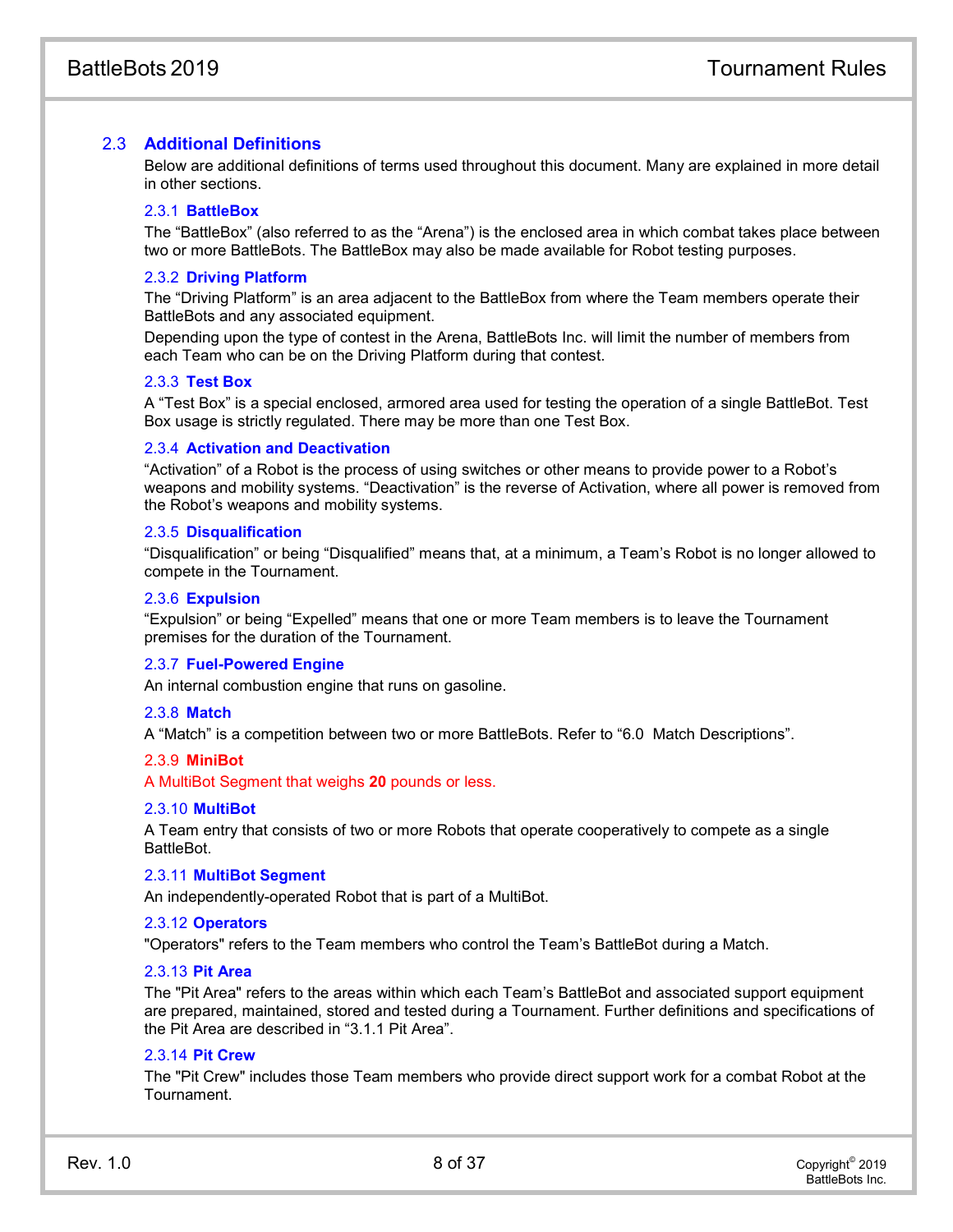## 2.3 Additional Definitions

Below are additional definitions of terms used throughout this document. Many are explained in more detail in other sections.

### 2.3.1 BattleBox

The “BattleBox” (also referred to as the “Arena”) is the enclosed area in which combat takes place between two or more BattleBots. The BattleBox may also be made available for Robot testing purposes.

### 2.3.2 Driving Platform

The “Driving Platform” is an area adjacent to the BattleBox from where the Team members operate their BattleBots and any associated equipment.

Depending upon the type of contest in the Arena, BattleBots Inc. will limit the number of members from each Team who can be on the Driving Platform during that contest.

### 2.3.3 Test Box

A “Test Box” is a special enclosed, armored area used for testing the operation of a single BattleBot. Test Box usage is strictly regulated. There may be more than one Test Box.

### 2.3.4 Activation and Deactivation

“Activation” of a Robot is the process of using switches or other means to provide power to a Robot’s weapons and mobility systems. “Deactivation” is the reverse of Activation, where all power is removed from the Robot’s weapons and mobility systems.

### 2.3.5 Disqualification

“Disqualification” or being “Disqualified” means that, at a minimum, a Team’s Robot is no longer allowed to compete in the Tournament.

### 2.3.6 Expulsion

“Expulsion” or being “Expelled” means that one or more Team members is to leave the Tournament premises for the duration of the Tournament.

### 2.3.7 Fuel-Powered Engine

An internal combustion engine that runs on gasoline.

### 2.3.8 Match

A “Match” is a competition between two or more BattleBots. Refer to “6.0 Match Descriptions”.

### 2.3.9 MiniBot

A MultiBot Segment that weighs **20** pounds or less.

### 2.3.10 MultiBot

A Team entry that consists of two or more Robots that operate cooperatively to compete as a single BattleBot.

### 2.3.11 MultiBot Segment

An independently-operated Robot that is part of a MultiBot.

### 2.3.12 Operators

"Operators" refers to the Team members who control the Team’s BattleBot during a Match.

### 2.3.13 Pit Area

The "Pit Area" refers to the areas within which each Team’s BattleBot and associated support equipment are prepared, maintained, stored and tested during a Tournament. Further definitions and specifications of the Pit Area are described in “3.1.1 Pit Area”.

### 2.3.14 Pit Crew

The "Pit Crew" includes those Team members who provide direct support work for a combat Robot at the Tournament.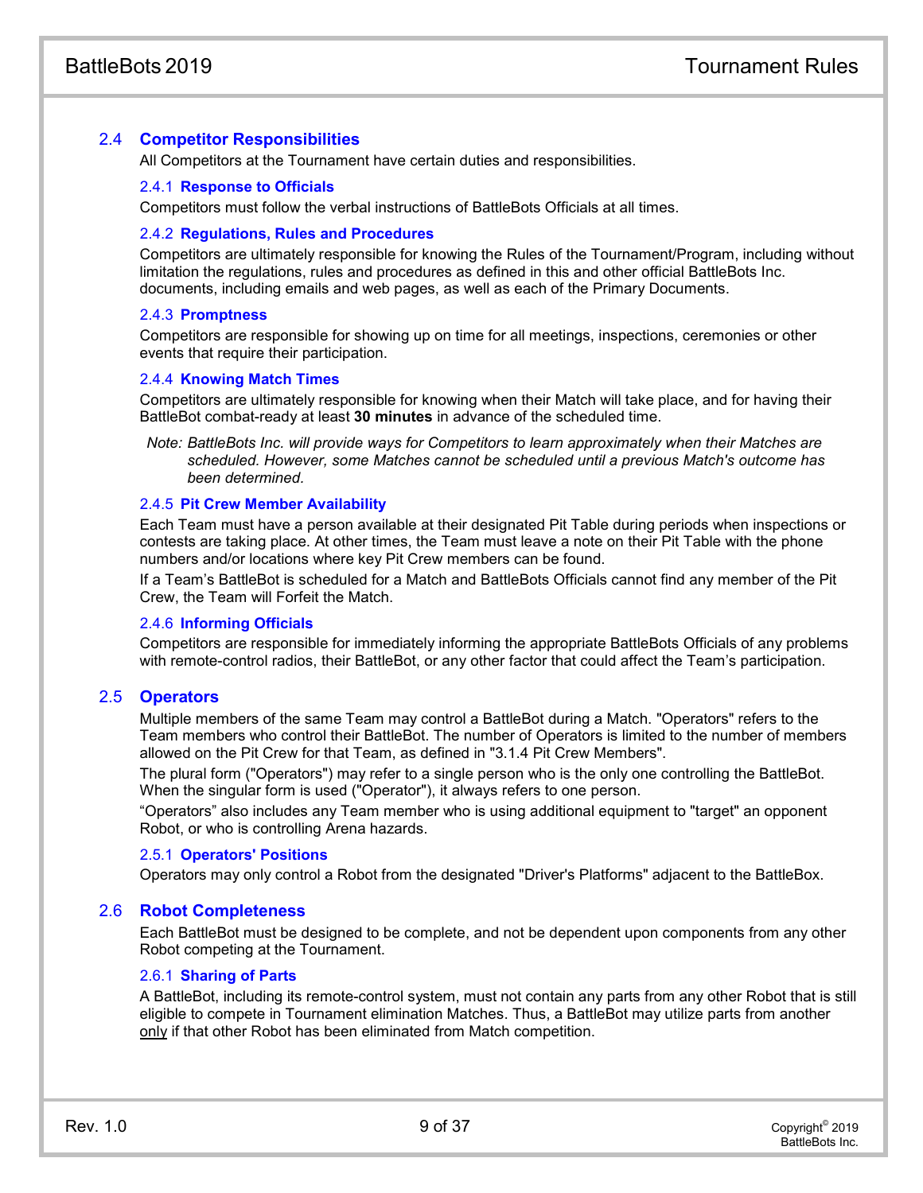## 2.4 Competitor Responsibilities

All Competitors at the Tournament have certain duties and responsibilities.

### 2.4.1 Response to Officials

Competitors must follow the verbal instructions of BattleBots Officials at all times.

### 2.4.2 Regulations, Rules and Procedures

Competitors are ultimately responsible for knowing the Rules of the Tournament/Program, including without limitation the regulations, rules and procedures as defined in this and other official BattleBots Inc. documents, including emails and web pages, as well as each of the Primary Documents.

### 2.4.3 Promptness

Competitors are responsible for showing up on time for all meetings, inspections, ceremonies or other events that require their participation.

### 2.4.4 Knowing Match Times

Competitors are ultimately responsible for knowing when their Match will take place, and for having their BattleBot combat-ready at least **30 minutes** in advance of the scheduled time.

*Note: BattleBots Inc. will provide ways for Competitors to learn approximately when their Matches are scheduled. However, some Matches cannot be scheduled until a previous Match's outcome has been determined.*

### 2.4.5 Pit Crew Member Availability

Each Team must have a person available at their designated Pit Table during periods when inspections or contests are taking place. At other times, the Team must leave a note on their Pit Table with the phone numbers and/or locations where key Pit Crew members can be found.

If a Team's BattleBot is scheduled for a Match and BattleBots Officials cannot find any member of the Pit Crew, the Team will Forfeit the Match.

### 2.4.6 Informing Officials

Competitors are responsible for immediately informing the appropriate BattleBots Officials of any problems with remote-control radios, their BattleBot, or any other factor that could affect the Team's participation.

## 2.5 Operators

Multiple members of the same Team may control a BattleBot during a Match. "Operators" refers to the Team members who control their BattleBot. The number of Operators is limited to the number of members allowed on the Pit Crew for that Team, as defined in "3.1.4 Pit Crew Members".

The plural form ("Operators") may refer to a single person who is the only one controlling the BattleBot. When the singular form is used ("Operator"), it always refers to one person.

"Operators" also includes any Team member who is using additional equipment to "target" an opponent Robot, or who is controlling Arena hazards.

### 2.5.1 Operators' Positions

Operators may only control a Robot from the designated "Driver's Platforms" adjacent to the BattleBox.

## 2.6 Robot Completeness

Each BattleBot must be designed to be complete, and not be dependent upon components from any other Robot competing at the Tournament.

### 2.6.1 Sharing of Parts

A BattleBot, including its remote-control system, must not contain any parts from any other Robot that is still eligible to compete in Tournament elimination Matches. Thus, a BattleBot may utilize parts from another <u>only</u> if that other Robot has been eliminated from Match competition.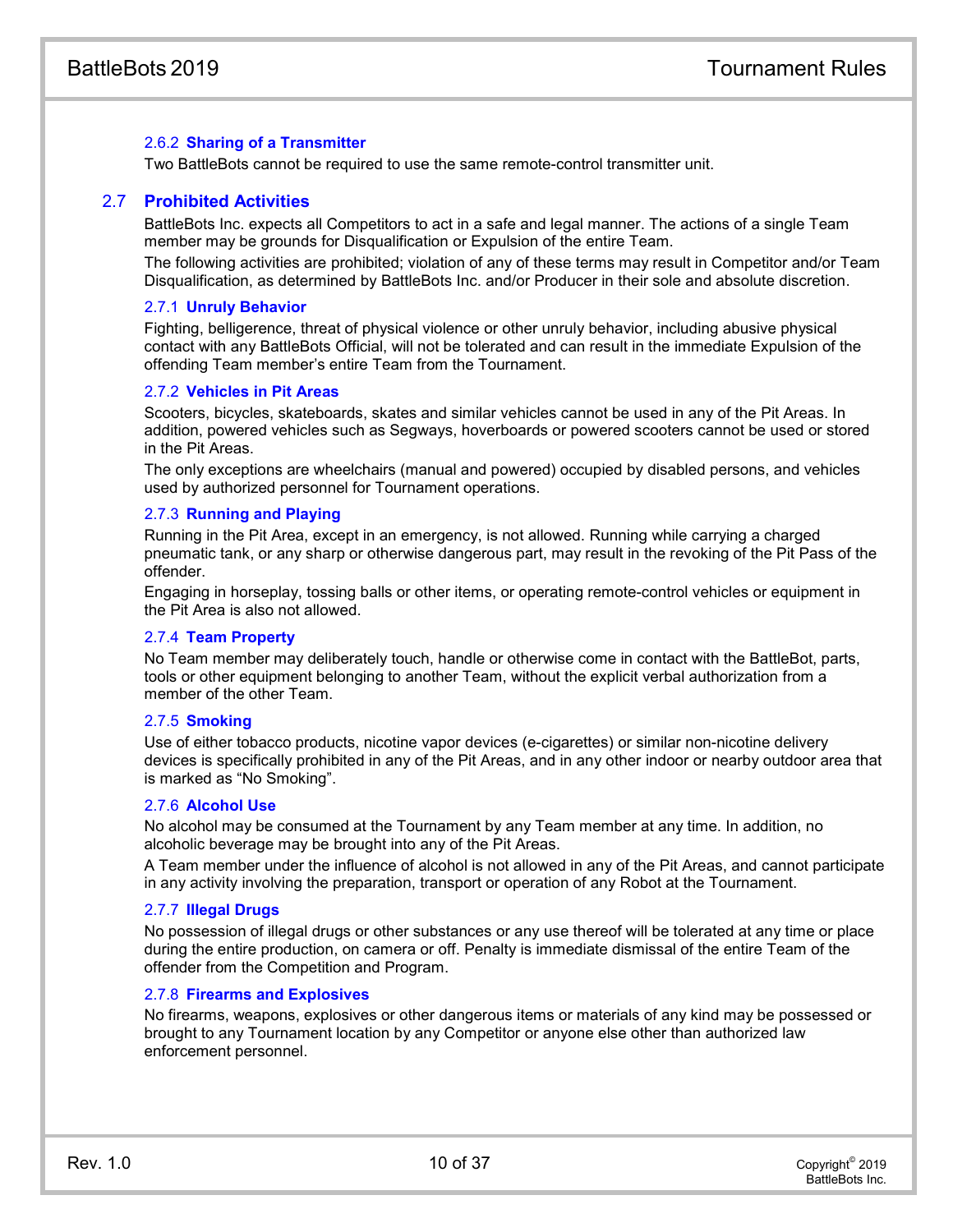#### 2.6.2 Sharing of a Transmitter

Two BattleBots cannot be required to use the same remote-control transmitter unit.

### 2.7 Prohibited Activities

BattleBots Inc. expects all Competitors to act in a safe and legal manner. The actions of a single Team member may be grounds for Disqualification or Expulsion of the entire Team.

The following activities are prohibited; violation of any of these terms may result in Competitor and/or Team Disqualification, as determined by BattleBots Inc. and/or Producer in their sole and absolute discretion.

#### 2.7.1 Unruly Behavior

Fighting, belligerence, threat of physical violence or other unruly behavior, including abusive physical contact with any BattleBots Official, will not be tolerated and can result in the immediate Expulsion of the offending Team member's entire Team from the Tournament.

#### 2.7.2 Vehicles in Pit Areas

Scooters, bicycles, skateboards, skates and similar vehicles cannot be used in any of the Pit Areas. In addition, powered vehicles such as Segways, hoverboards or powered scooters cannot be used or stored in the Pit Areas.

The only exceptions are wheelchairs (manual and powered) occupied by disabled persons, and vehicles used by authorized personnel for Tournament operations.

#### 2.7.3 Running and Playing

Running in the Pit Area, except in an emergency, is not allowed. Running while carrying a charged pneumatic tank, or any sharp or otherwise dangerous part, may result in the revoking of the Pit Pass of the offender.

Engaging in horseplay, tossing balls or other items, or operating remote-control vehicles or equipment in the Pit Area is also not allowed.

#### 2.7.4 Team Property

No Team member may deliberately touch, handle or otherwise come in contact with the BattleBot, parts, tools or other equipment belonging to another Team, without the explicit verbal authorization from a member of the other Team.

#### 2.7.5 Smoking

Use of either tobacco products, nicotine vapor devices (e-cigarettes) or similar non-nicotine delivery devices is specifically prohibited in any of the Pit Areas, and in any other indoor or nearby outdoor area that is marked as "No Smoking".

#### 2.7.6 Alcohol Use

No alcohol may be consumed at the Tournament by any Team member at any time. In addition, no alcoholic beverage may be brought into any of the Pit Areas.

A Team member under the influence of alcohol is not allowed in any of the Pit Areas, and cannot participate in any activity involving the preparation, transport or operation of any Robot at the Tournament.

#### 2.7.7 Illegal Drugs

No possession of illegal drugs or other substances or any use thereof will be tolerated at any time or place during the entire production, on camera or off. Penalty is immediate dismissal of the entire Team of the offender from the Competition and Program.

#### 2.7.8 Firearms and Explosives

No firearms, weapons, explosives or other dangerous items or materials of any kind may be possessed or brought to any Tournament location by any Competitor or anyone else other than authorized law enforcement personnel.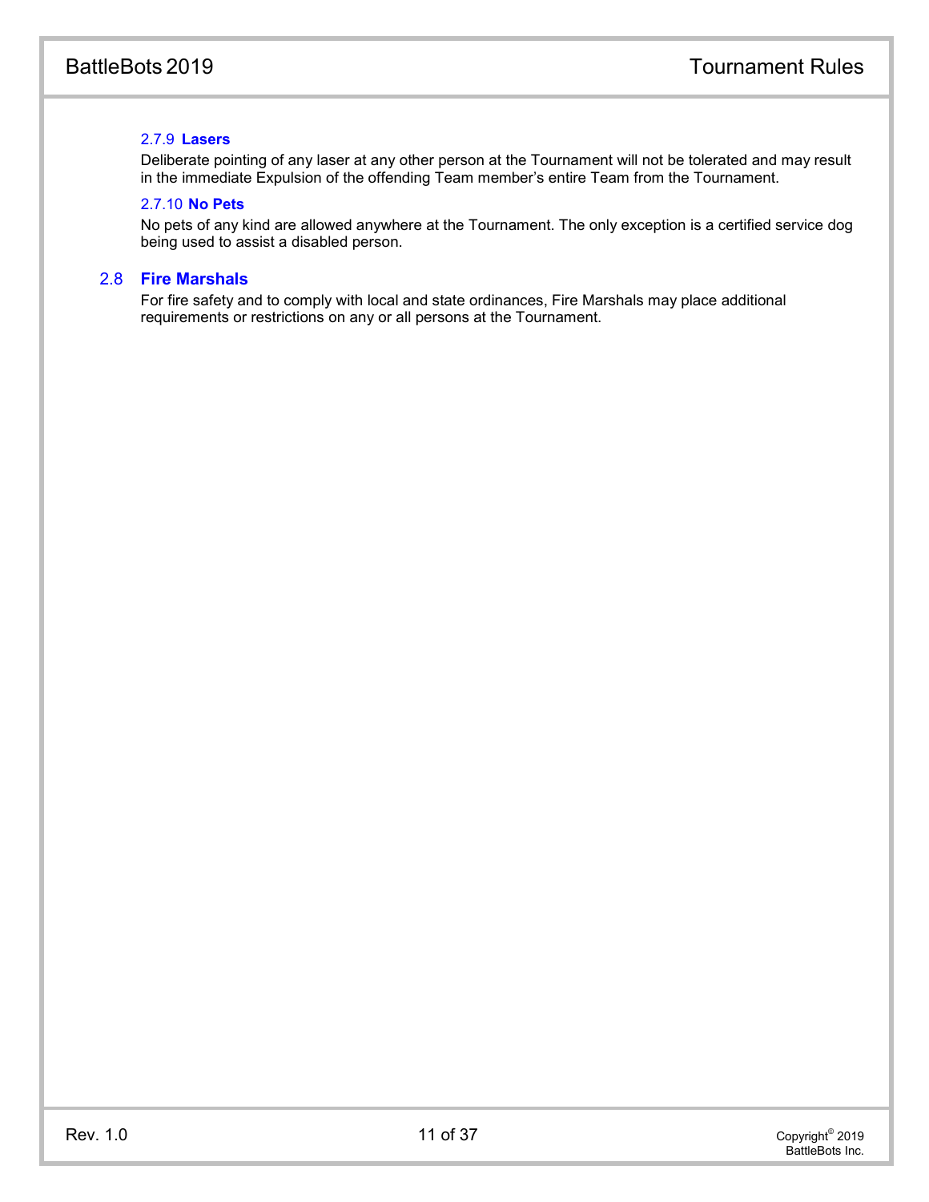#### 2.7.9 Lasers

Deliberate pointing of any laser at any other person at the Tournament will not be tolerated and may result in the immediate Expulsion of the offending Team member's entire Team from the Tournament.

#### 2.7.10 No Pets

No pets of any kind are allowed anywhere at the Tournament. The only exception is a certified service dog being used to assist a disabled person.

### 2.8 Fire Marshals

For fire safety and to comply with local and state ordinances, Fire Marshals may place additional requirements or restrictions on any or all persons at the Tournament.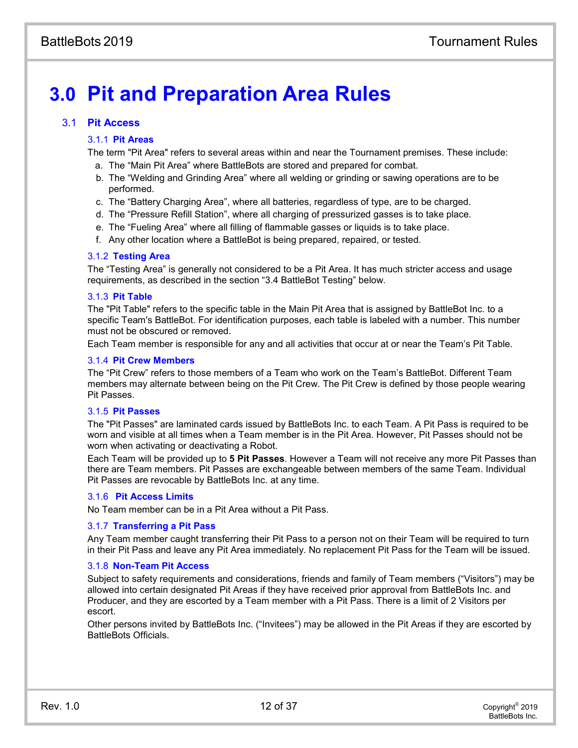# 3.0 Pit and Preparation Area Rules

## 3.1 Pit Access

### 3.1.1 Pit Areas

The term "Pit Area" refers to several areas within and near the Tournament premises. These include:

a. The "Main Pit Area" where BattleBots are stored and prepared for combat.
b. The "Welding and Grinding Area" where all welding or grinding or sawing operations are to be performed.
c. The "Battery Charging Area", where all batteries, regardless of type, are to be charged.
d. The "Pressure Refill Station", where all charging of pressurized gasses is to take place.
e. The "Fueling Area" where all filling of flammable gasses or liquids is to take place.
f. Any other location where a BattleBot is being prepared, repaired, or tested.

### 3.1.2 Testing Area

The "Testing Area" is generally not considered to be a Pit Area. It has much stricter access and usage requirements, as described in the section "3.4 BattleBot Testing" below.

### 3.1.3 Pit Table

The "Pit Table" refers to the specific table in the Main Pit Area that is assigned by BattleBot Inc. to a specific Team's BattleBot. For identification purposes, each table is labeled with a number. This number must not be obscured or removed.

Each Team member is responsible for any and all activities that occur at or near the Team's Pit Table.

### 3.1.4 Pit Crew Members

The "Pit Crew" refers to those members of a Team who work on the Team's BattleBot. Different Team members may alternate between being on the Pit Crew. The Pit Crew is defined by those people wearing Pit Passes.

### 3.1.5 Pit Passes

The "Pit Passes" are laminated cards issued by BattleBots Inc. to each Team. A Pit Pass is required to be worn and visible at all times when a Team member is in the Pit Area. However, Pit Passes should not be worn when activating or deactivating a Robot.

Each Team will be provided up to **5 Pit Passes**. However a Team will not receive any more Pit Passes than there are Team members. Pit Passes are exchangeable between members of the same Team. Individual Pit Passes are revocable by BattleBots Inc. at any time.

### 3.1.6 Pit Access Limits

No Team member can be in a Pit Area without a Pit Pass.

### 3.1.7 Transferring a Pit Pass

Any Team member caught transferring their Pit Pass to a person not on their Team will be required to turn in their Pit Pass and leave any Pit Area immediately. No replacement Pit Pass for the Team will be issued.

### 3.1.8 Non-Team Pit Access

Subject to safety requirements and considerations, friends and family of Team members ("Visitors") may be allowed into certain designated Pit Areas if they have received prior approval from BattleBots Inc. and Producer, and they are escorted by a Team member with a Pit Pass. There is a limit of 2 Visitors per escort.

Other persons invited by BattleBots Inc. ("Invitees") may be allowed in the Pit Areas if they are escorted by BattleBots Officials.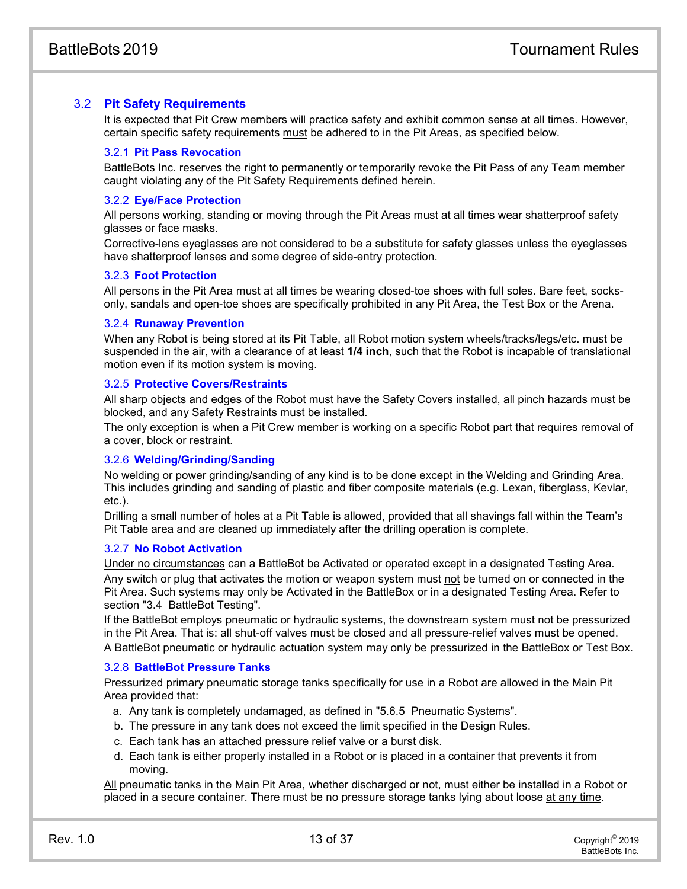## 3.2 Pit Safety Requirements

It is expected that Pit Crew members will practice safety and exhibit common sense at all times. However, certain specific safety requirements must be adhered to in the Pit Areas, as specified below.

### 3.2.1 Pit Pass Revocation

BattleBots Inc. reserves the right to permanently or temporarily revoke the Pit Pass of any Team member caught violating any of the Pit Safety Requirements defined herein.

### 3.2.2 Eye/Face Protection

All persons working, standing or moving through the Pit Areas must at all times wear shatterproof safety glasses or face masks.

Corrective-lens eyeglasses are not considered to be a substitute for safety glasses unless the eyeglasses have shatterproof lenses and some degree of side-entry protection.

### 3.2.3 Foot Protection

All persons in the Pit Area must at all times be wearing closed-toe shoes with full soles. Bare feet, socks-only, sandals and open-toe shoes are specifically prohibited in any Pit Area, the Test Box or the Arena.

### 3.2.4 Runaway Prevention

When any Robot is being stored at its Pit Table, all Robot motion system wheels/tracks/legs/etc. must be suspended in the air, with a clearance of at least **1/4 inch**, such that the Robot is incapable of translational motion even if its motion system is moving.

### 3.2.5 Protective Covers/Restraints

All sharp objects and edges of the Robot must have the Safety Covers installed, all pinch hazards must be blocked, and any Safety Restraints must be installed.

The only exception is when a Pit Crew member is working on a specific Robot part that requires removal of a cover, block or restraint.

### 3.2.6 Welding/Grinding/Sanding

No welding or power grinding/sanding of any kind is to be done except in the Welding and Grinding Area. This includes grinding and sanding of plastic and fiber composite materials (e.g. Lexan, fiberglass, Kevlar, etc.).

Drilling a small number of holes at a Pit Table is allowed, provided that all shavings fall within the Team's Pit Table area and are cleaned up immediately after the drilling operation is complete.

### 3.2.7 No Robot Activation

Under no circumstances can a BattleBot be Activated or operated except in a designated Testing Area.

Any switch or plug that activates the motion or weapon system must not be turned on or connected in the Pit Area. Such systems may only be Activated in the BattleBox or in a designated Testing Area. Refer to section "3.4 BattleBot Testing".

If the BattleBot employs pneumatic or hydraulic systems, the downstream system must not be pressurized in the Pit Area. That is: all shut-off valves must be closed and all pressure-relief valves must be opened.

A BattleBot pneumatic or hydraulic actuation system may only be pressurized in the BattleBox or Test Box.

### 3.2.8 BattleBot Pressure Tanks

Pressurized primary pneumatic storage tanks specifically for use in a Robot are allowed in the Main Pit Area provided that:

a. Any tank is completely undamaged, as defined in "5.6.5 Pneumatic Systems".
b. The pressure in any tank does not exceed the limit specified in the Design Rules.
c. Each tank has an attached pressure relief valve or a burst disk.
d. Each tank is either properly installed in a Robot or is placed in a container that prevents it from moving.

All pneumatic tanks in the Main Pit Area, whether discharged or not, must either be installed in a Robot or placed in a secure container. There must be no pressure storage tanks lying about loose at any time.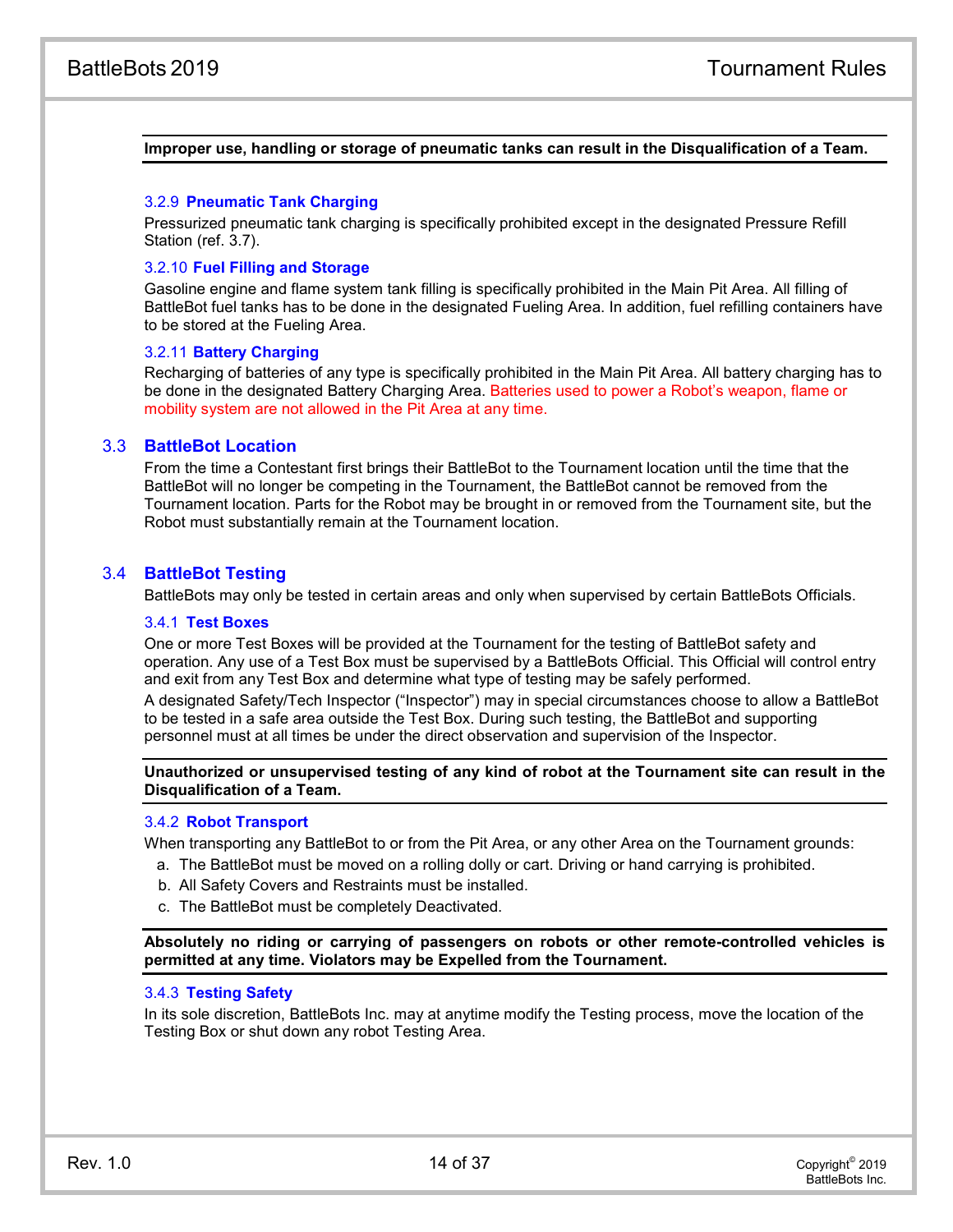**Improper use, handling or storage of pneumatic tanks can result in the Disqualification of a Team.**

#### 3.2.9 Pneumatic Tank Charging

Pressurized pneumatic tank charging is specifically prohibited except in the designated Pressure Refill Station (ref. 3.7).

#### 3.2.10 Fuel Filling and Storage

Gasoline engine and flame system tank filling is specifically prohibited in the Main Pit Area. All filling of BattleBot fuel tanks has to be done in the designated Fueling Area. In addition, fuel refilling containers have to be stored at the Fueling Area.

#### 3.2.11 Battery Charging

Recharging of batteries of any type is specifically prohibited in the Main Pit Area. All battery charging has to be done in the designated Battery Charging Area. Batteries used to power a Robot's weapon, flame or mobility system are not allowed in the Pit Area at any time.

### 3.3 BattleBot Location

From the time a Contestant first brings their BattleBot to the Tournament location until the time that the BattleBot will no longer be competing in the Tournament, the BattleBot cannot be removed from the Tournament location. Parts for the Robot may be brought in or removed from the Tournament site, but the Robot must substantially remain at the Tournament location.

### 3.4 BattleBot Testing

BattleBots may only be tested in certain areas and only when supervised by certain BattleBots Officials.

#### 3.4.1 Test Boxes

One or more Test Boxes will be provided at the Tournament for the testing of BattleBot safety and operation. Any use of a Test Box must be supervised by a BattleBots Official. This Official will control entry and exit from any Test Box and determine what type of testing may be safely performed.

A designated Safety/Tech Inspector ("Inspector") may in special circumstances choose to allow a BattleBot to be tested in a safe area outside the Test Box. During such testing, the BattleBot and supporting personnel must at all times be under the direct observation and supervision of the Inspector.

**Unauthorized or unsupervised testing of any kind of robot at the Tournament site can result in the Disqualification of a Team.**

#### 3.4.2 Robot Transport

When transporting any BattleBot to or from the Pit Area, or any other Area on the Tournament grounds:

a. The BattleBot must be moved on a rolling dolly or cart. Driving or hand carrying is prohibited.
b. All Safety Covers and Restraints must be installed.
c. The BattleBot must be completely Deactivated.

**Absolutely no riding or carrying of passengers on robots or other remote-controlled vehicles is permitted at any time. Violators may be Expelled from the Tournament.**

#### 3.4.3 Testing Safety

In its sole discretion, BattleBots Inc. may at anytime modify the Testing process, move the location of the Testing Box or shut down any robot Testing Area.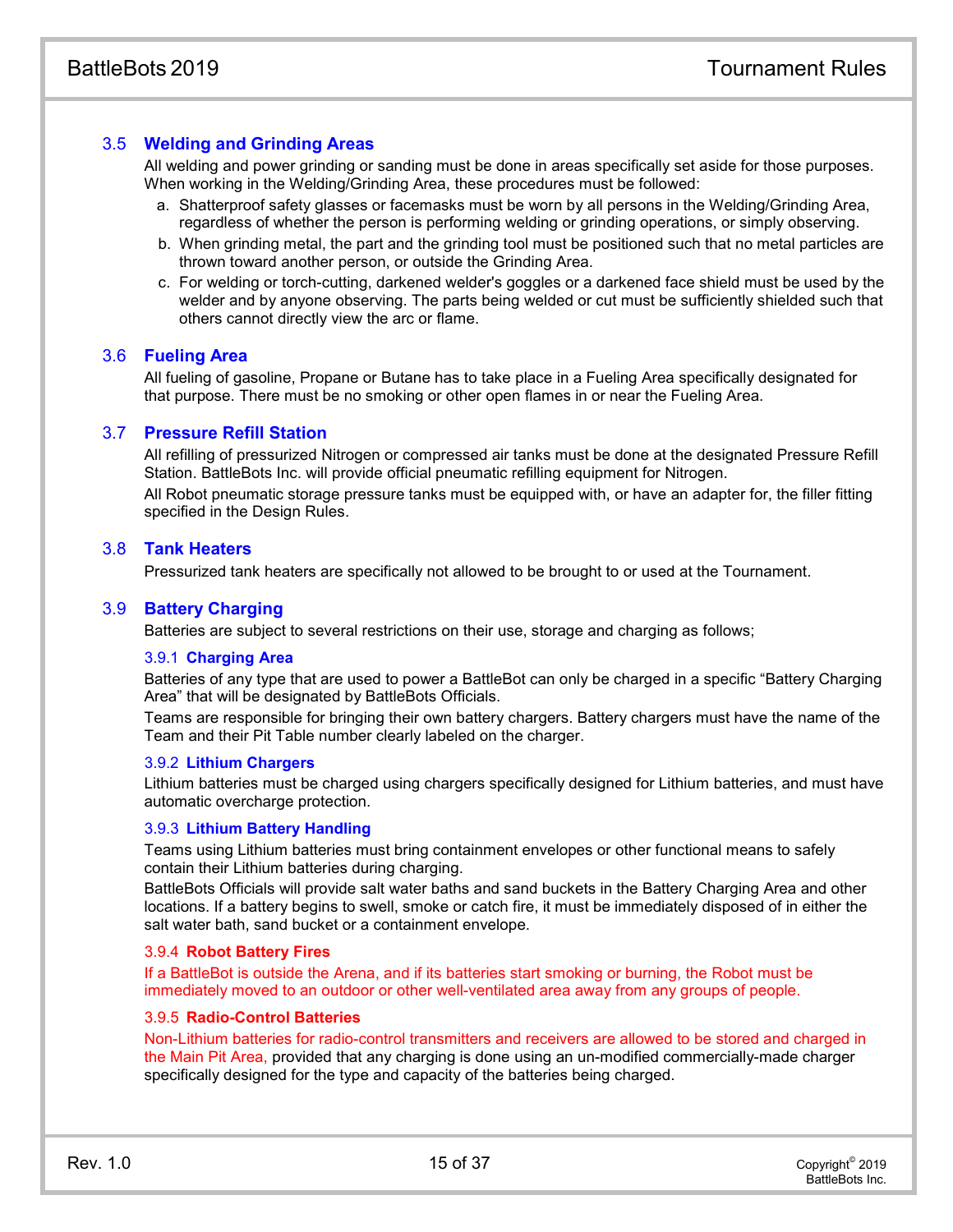## 3.5 Welding and Grinding Areas

All welding and power grinding or sanding must be done in areas specifically set aside for those purposes. When working in the Welding/Grinding Area, these procedures must be followed:

a. Shatterproof safety glasses or facemasks must be worn by all persons in the Welding/Grinding Area, regardless of whether the person is performing welding or grinding operations, or simply observing.
b. When grinding metal, the part and the grinding tool must be positioned such that no metal particles are thrown toward another person, or outside the Grinding Area.
c. For welding or torch-cutting, darkened welder's goggles or a darkened face shield must be used by the welder and by anyone observing. The parts being welded or cut must be sufficiently shielded such that others cannot directly view the arc or flame.

## 3.6 Fueling Area

All fueling of gasoline, Propane or Butane has to take place in a Fueling Area specifically designated for that purpose. There must be no smoking or other open flames in or near the Fueling Area.

## 3.7 Pressure Refill Station

All refilling of pressurized Nitrogen or compressed air tanks must be done at the designated Pressure Refill Station. BattleBots Inc. will provide official pneumatic refilling equipment for Nitrogen.

All Robot pneumatic storage pressure tanks must be equipped with, or have an adapter for, the filler fitting specified in the Design Rules.

## 3.8 Tank Heaters

Pressurized tank heaters are specifically not allowed to be brought to or used at the Tournament.

## 3.9 Battery Charging

Batteries are subject to several restrictions on their use, storage and charging as follows;

### 3.9.1 Charging Area

Batteries of any type that are used to power a BattleBot can only be charged in a specific “Battery Charging Area” that will be designated by BattleBots Officials.

Teams are responsible for bringing their own battery chargers. Battery chargers must have the name of the Team and their Pit Table number clearly labeled on the charger.

### 3.9.2 Lithium Chargers

Lithium batteries must be charged using chargers specifically designed for Lithium batteries, and must have automatic overcharge protection.

### 3.9.3 Lithium Battery Handling

Teams using Lithium batteries must bring containment envelopes or other functional means to safely contain their Lithium batteries during charging.

BattleBots Officials will provide salt water baths and sand buckets in the Battery Charging Area and other locations. If a battery begins to swell, smoke or catch fire, it must be immediately disposed of in either the salt water bath, sand bucket or a containment envelope.

### 3.9.4 Robot Battery Fires

If a BattleBot is outside the Arena, and if its batteries start smoking or burning, the Robot must be immediately moved to an outdoor or other well-ventilated area away from any groups of people.

### 3.9.5 Radio-Control Batteries

Non-Lithium batteries for radio-control transmitters and receivers are allowed to be stored and charged in the Main Pit Area, provided that any charging is done using an un-modified commercially-made charger specifically designed for the type and capacity of the batteries being charged.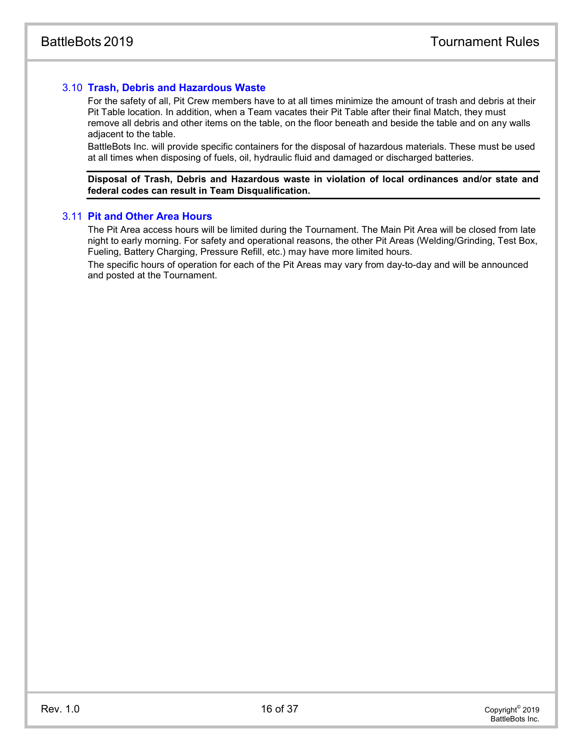### 3.10 Trash, Debris and Hazardous Waste

For the safety of all, Pit Crew members have to at all times minimize the amount of trash and debris at their Pit Table location. In addition, when a Team vacates their Pit Table after their final Match, they must remove all debris and other items on the table, on the floor beneath and beside the table and on any walls adjacent to the table.

BattleBots Inc. will provide specific containers for the disposal of hazardous materials. These must be used at all times when disposing of fuels, oil, hydraulic fluid and damaged or discharged batteries.

**Disposal of Trash, Debris and Hazardous waste in violation of local ordinances and/or state and federal codes can result in Team Disqualification.**

### 3.11 Pit and Other Area Hours

The Pit Area access hours will be limited during the Tournament. The Main Pit Area will be closed from late night to early morning. For safety and operational reasons, the other Pit Areas (Welding/Grinding, Test Box, Fueling, Battery Charging, Pressure Refill, etc.) may have more limited hours.

The specific hours of operation for each of the Pit Areas may vary from day-to-day and will be announced and posted at the Tournament.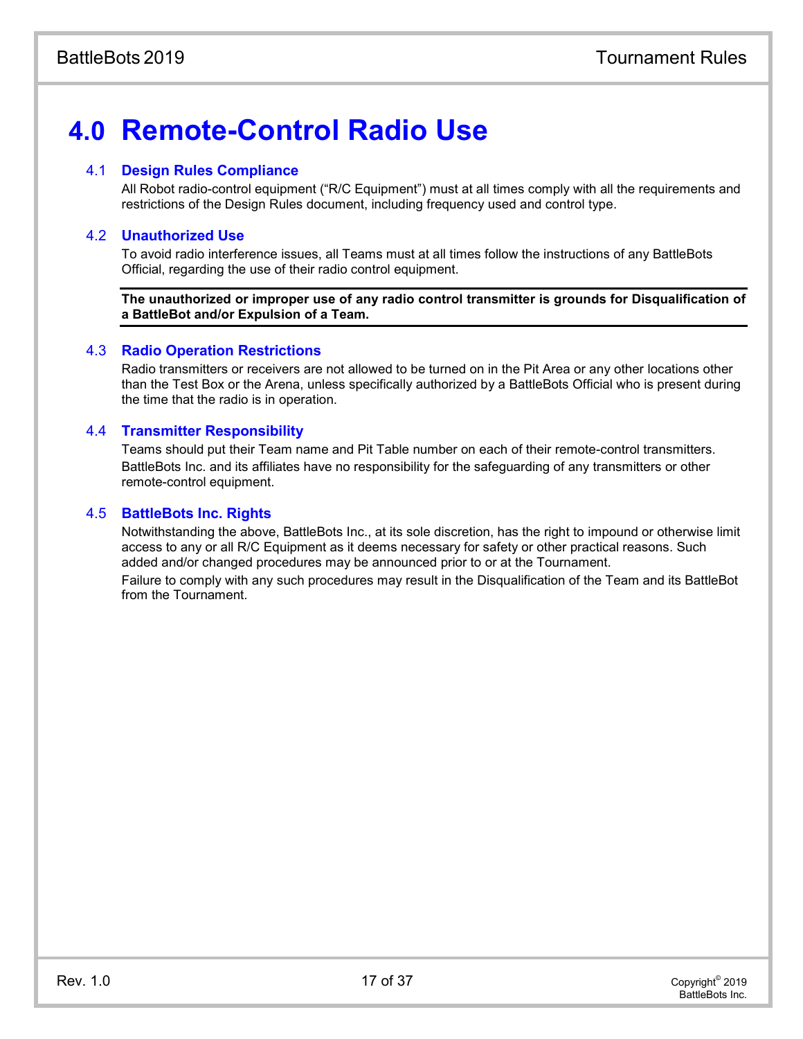# 4.0 Remote-Control Radio Use

## 4.1 Design Rules Compliance

All Robot radio-control equipment ("R/C Equipment") must at all times comply with all the requirements and restrictions of the Design Rules document, including frequency used and control type.

## 4.2 Unauthorized Use

To avoid radio interference issues, all Teams must at all times follow the instructions of any BattleBots Official, regarding the use of their radio control equipment.

**The unauthorized or improper use of any radio control transmitter is grounds for Disqualification of a BattleBot and/or Expulsion of a Team.**

## 4.3 Radio Operation Restrictions

Radio transmitters or receivers are not allowed to be turned on in the Pit Area or any other locations other than the Test Box or the Arena, unless specifically authorized by a BattleBots Official who is present during the time that the radio is in operation.

## 4.4 Transmitter Responsibility

Teams should put their Team name and Pit Table number on each of their remote-control transmitters. BattleBots Inc. and its affiliates have no responsibility for the safeguarding of any transmitters or other remote-control equipment.

## 4.5 BattleBots Inc. Rights

Notwithstanding the above, BattleBots Inc., at its sole discretion, has the right to impound or otherwise limit access to any or all R/C Equipment as it deems necessary for safety or other practical reasons. Such added and/or changed procedures may be announced prior to or at the Tournament.

Failure to comply with any such procedures may result in the Disqualification of the Team and its BattleBot from the Tournament.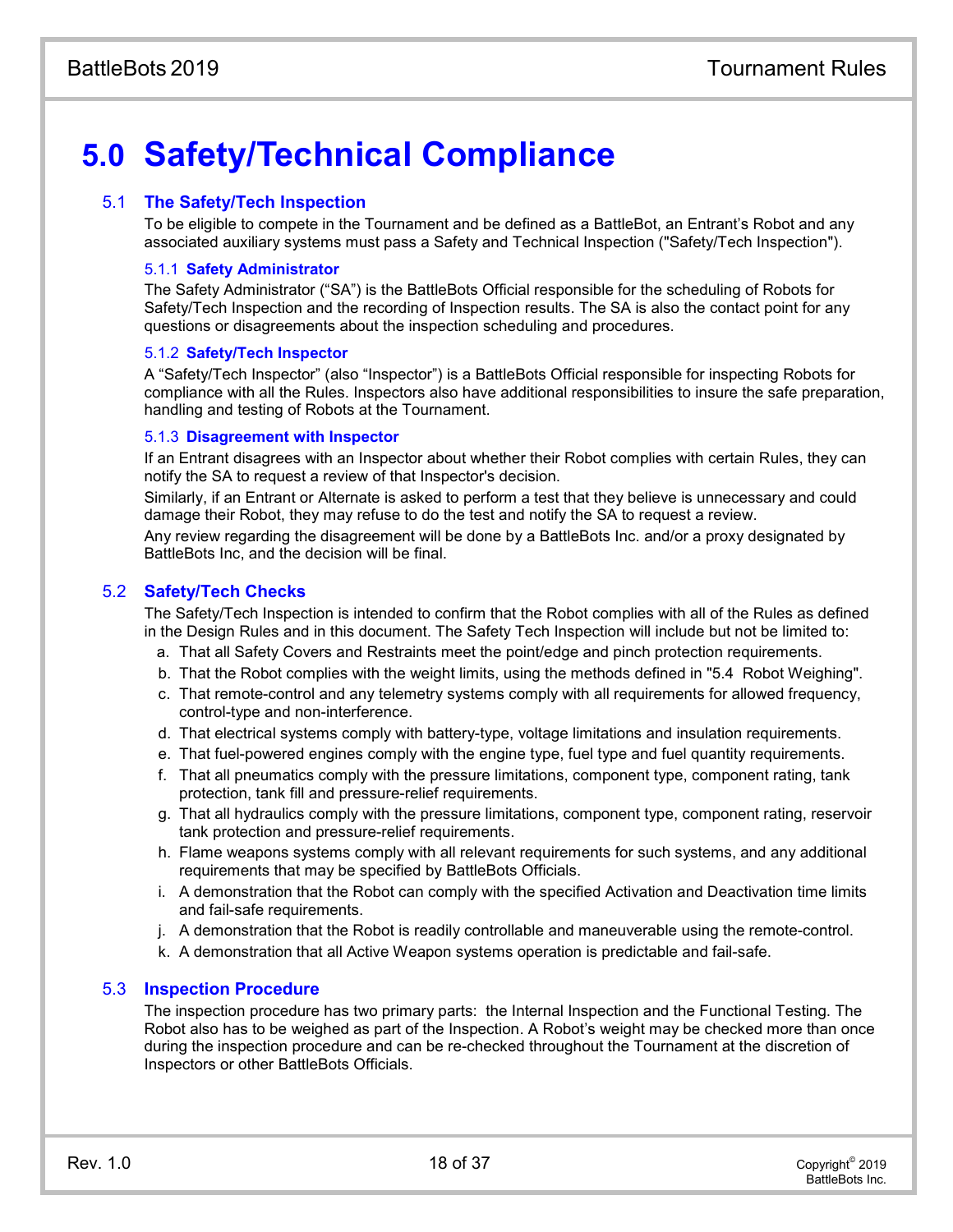# 5.0 Safety/Technical Compliance

## 5.1 The Safety/Tech Inspection

To be eligible to compete in the Tournament and be defined as a BattleBot, an Entrant's Robot and any associated auxiliary systems must pass a Safety and Technical Inspection ("Safety/Tech Inspection").

### 5.1.1 Safety Administrator

The Safety Administrator ("SA") is the BattleBots Official responsible for the scheduling of Robots for Safety/Tech Inspection and the recording of Inspection results. The SA is also the contact point for any questions or disagreements about the inspection scheduling and procedures.

### 5.1.2 Safety/Tech Inspector

A "Safety/Tech Inspector" (also "Inspector") is a BattleBots Official responsible for inspecting Robots for compliance with all the Rules. Inspectors also have additional responsibilities to insure the safe preparation, handling and testing of Robots at the Tournament.

### 5.1.3 Disagreement with Inspector

If an Entrant disagrees with an Inspector about whether their Robot complies with certain Rules, they can notify the SA to request a review of that Inspector's decision.

Similarly, if an Entrant or Alternate is asked to perform a test that they believe is unnecessary and could damage their Robot, they may refuse to do the test and notify the SA to request a review.

Any review regarding the disagreement will be done by a BattleBots Inc. and/or a proxy designated by BattleBots Inc, and the decision will be final.

## 5.2 Safety/Tech Checks

The Safety/Tech Inspection is intended to confirm that the Robot complies with all of the Rules as defined in the Design Rules and in this document. The Safety Tech Inspection will include but not be limited to:

a. That all Safety Covers and Restraints meet the point/edge and pinch protection requirements.
b. That the Robot complies with the weight limits, using the methods defined in "5.4 Robot Weighing".
c. That remote-control and any telemetry systems comply with all requirements for allowed frequency, control-type and non-interference.
d. That electrical systems comply with battery-type, voltage limitations and insulation requirements.
e. That fuel-powered engines comply with the engine type, fuel type and fuel quantity requirements.
f. That all pneumatics comply with the pressure limitations, component type, component rating, tank protection, tank fill and pressure-relief requirements.
g. That all hydraulics comply with the pressure limitations, component type, component rating, reservoir tank protection and pressure-relief requirements.
h. Flame weapons systems comply with all relevant requirements for such systems, and any additional requirements that may be specified by BattleBots Officials.
i. A demonstration that the Robot can comply with the specified Activation and Deactivation time limits and fail-safe requirements.
j. A demonstration that the Robot is readily controllable and maneuverable using the remote-control.
k. A demonstration that all Active Weapon systems operation is predictable and fail-safe.

## 5.3 Inspection Procedure

The inspection procedure has two primary parts: the Internal Inspection and the Functional Testing. The Robot also has to be weighed as part of the Inspection. A Robot's weight may be checked more than once during the inspection procedure and can be re-checked throughout the Tournament at the discretion of Inspectors or other BattleBots Officials.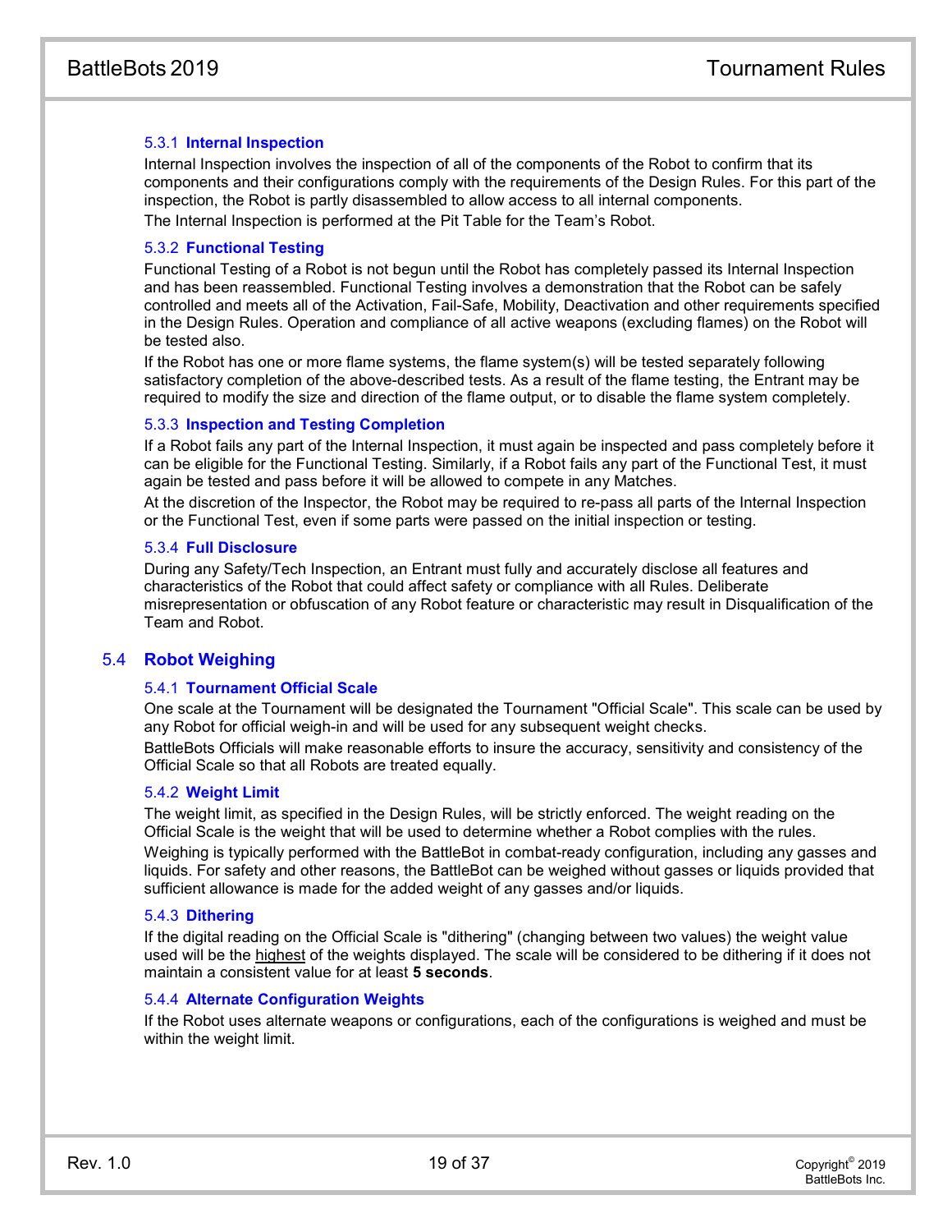#### 5.3.1 Internal Inspection

Internal Inspection involves the inspection of all of the components of the Robot to confirm that its components and their configurations comply with the requirements of the Design Rules. For this part of the inspection, the Robot is partly disassembled to allow access to all internal components.

The Internal Inspection is performed at the Pit Table for the Team's Robot.

#### 5.3.2 Functional Testing

Functional Testing of a Robot is not begun until the Robot has completely passed its Internal Inspection and has been reassembled. Functional Testing involves a demonstration that the Robot can be safely controlled and meets all of the Activation, Fail-Safe, Mobility, Deactivation and other requirements specified in the Design Rules. Operation and compliance of all active weapons (excluding flames) on the Robot will be tested also.

If the Robot has one or more flame systems, the flame system(s) will be tested separately following satisfactory completion of the above-described tests. As a result of the flame testing, the Entrant may be required to modify the size and direction of the flame output, or to disable the flame system completely.

#### 5.3.3 Inspection and Testing Completion

If a Robot fails any part of the Internal Inspection, it must again be inspected and pass completely before it can be eligible for the Functional Testing. Similarly, if a Robot fails any part of the Functional Test, it must again be tested and pass before it will be allowed to compete in any Matches.

At the discretion of the Inspector, the Robot may be required to re-pass all parts of the Internal Inspection or the Functional Test, even if some parts were passed on the initial inspection or testing.

#### 5.3.4 Full Disclosure

During any Safety/Tech Inspection, an Entrant must fully and accurately disclose all features and characteristics of the Robot that could affect safety or compliance with all Rules. Deliberate misrepresentation or obfuscation of any Robot feature or characteristic may result in Disqualification of the Team and Robot.

### 5.4 Robot Weighing

#### 5.4.1 Tournament Official Scale

One scale at the Tournament will be designated the Tournament "Official Scale". This scale can be used by any Robot for official weigh-in and will be used for any subsequent weight checks.

BattleBots Officials will make reasonable efforts to insure the accuracy, sensitivity and consistency of the Official Scale so that all Robots are treated equally.

#### 5.4.2 Weight Limit

The weight limit, as specified in the Design Rules, will be strictly enforced. The weight reading on the Official Scale is the weight that will be used to determine whether a Robot complies with the rules.

Weighing is typically performed with the BattleBot in combat-ready configuration, including any gasses and liquids. For safety and other reasons, the BattleBot can be weighed without gasses or liquids provided that sufficient allowance is made for the added weight of any gasses and/or liquids.

#### 5.4.3 Dithering

If the digital reading on the Official Scale is "dithering" (changing between two values) the weight value used will be the highest of the weights displayed. The scale will be considered to be dithering if it does not maintain a consistent value for at least **5 seconds**.

#### 5.4.4 Alternate Configuration Weights

If the Robot uses alternate weapons or configurations, each of the configurations is weighed and must be within the weight limit.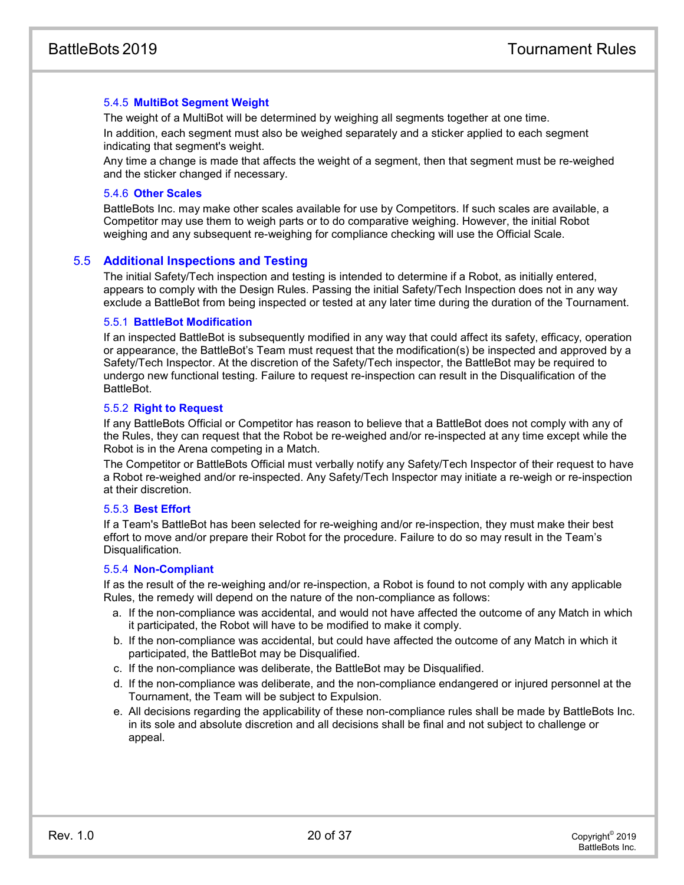#### 5.4.5 MultiBot Segment Weight

The weight of a MultiBot will be determined by weighing all segments together at one time.

In addition, each segment must also be weighed separately and a sticker applied to each segment indicating that segment's weight.

Any time a change is made that affects the weight of a segment, then that segment must be re-weighed and the sticker changed if necessary.

#### 5.4.6 Other Scales

BattleBots Inc. may make other scales available for use by Competitors. If such scales are available, a Competitor may use them to weigh parts or to do comparative weighing. However, the initial Robot weighing and any subsequent re-weighing for compliance checking will use the Official Scale.

### 5.5 Additional Inspections and Testing

The initial Safety/Tech inspection and testing is intended to determine if a Robot, as initially entered, appears to comply with the Design Rules. Passing the initial Safety/Tech Inspection does not in any way exclude a BattleBot from being inspected or tested at any later time during the duration of the Tournament.

#### 5.5.1 BattleBot Modification

If an inspected BattleBot is subsequently modified in any way that could affect its safety, efficacy, operation or appearance, the BattleBot's Team must request that the modification(s) be inspected and approved by a Safety/Tech Inspector. At the discretion of the Safety/Tech inspector, the BattleBot may be required to undergo new functional testing. Failure to request re-inspection can result in the Disqualification of the BattleBot.

#### 5.5.2 Right to Request

If any BattleBots Official or Competitor has reason to believe that a BattleBot does not comply with any of the Rules, they can request that the Robot be re-weighed and/or re-inspected at any time except while the Robot is in the Arena competing in a Match.

The Competitor or BattleBots Official must verbally notify any Safety/Tech Inspector of their request to have a Robot re-weighed and/or re-inspected. Any Safety/Tech Inspector may initiate a re-weigh or re-inspection at their discretion.

#### 5.5.3 Best Effort

If a Team's BattleBot has been selected for re-weighing and/or re-inspection, they must make their best effort to move and/or prepare their Robot for the procedure. Failure to do so may result in the Team's Disqualification.

#### 5.5.4 Non-Compliant

If as the result of the re-weighing and/or re-inspection, a Robot is found to not comply with any applicable Rules, the remedy will depend on the nature of the non-compliance as follows:

a. If the non-compliance was accidental, and would not have affected the outcome of any Match in which it participated, the Robot will have to be modified to make it comply.
b. If the non-compliance was accidental, but could have affected the outcome of any Match in which it participated, the BattleBot may be Disqualified.
c. If the non-compliance was deliberate, the BattleBot may be Disqualified.
d. If the non-compliance was deliberate, and the non-compliance endangered or injured personnel at the Tournament, the Team will be subject to Expulsion.
e. All decisions regarding the applicability of these non-compliance rules shall be made by BattleBots Inc. in its sole and absolute discretion and all decisions shall be final and not subject to challenge or appeal.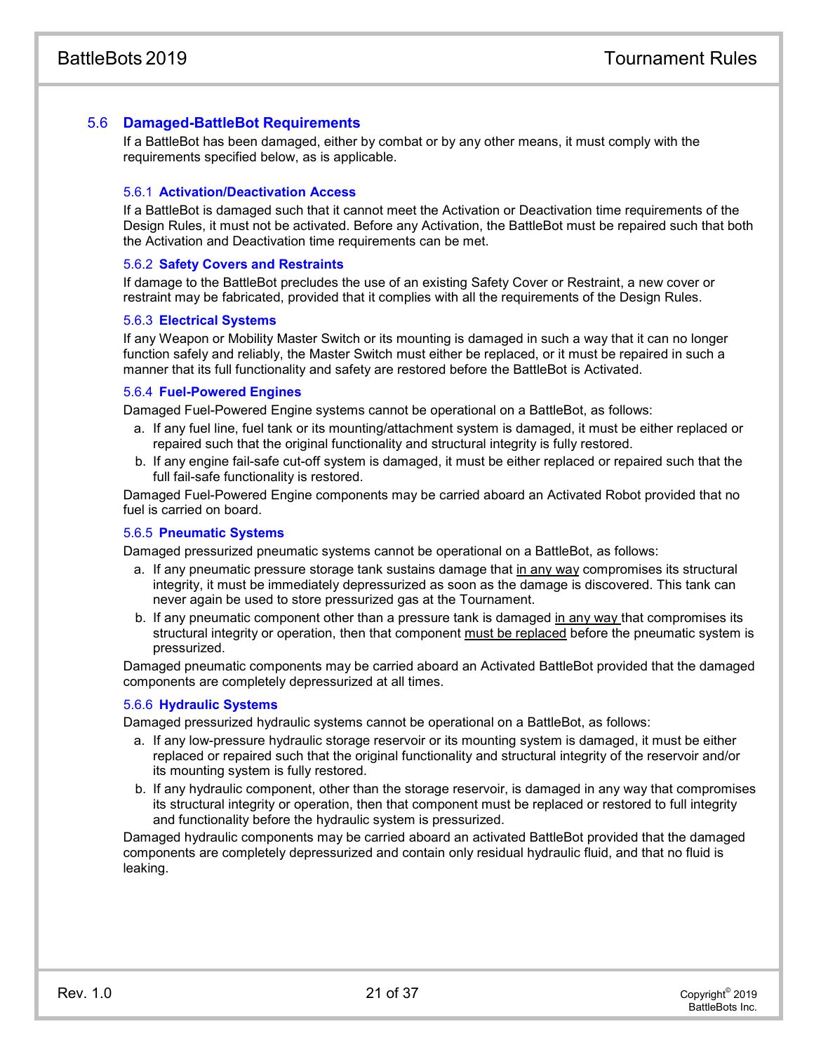## 5.6 Damaged-BattleBot Requirements

If a BattleBot has been damaged, either by combat or by any other means, it must comply with the requirements specified below, as is applicable.

### 5.6.1 Activation/Deactivation Access

If a BattleBot is damaged such that it cannot meet the Activation or Deactivation time requirements of the Design Rules, it must not be activated. Before any Activation, the BattleBot must be repaired such that both the Activation and Deactivation time requirements can be met.

### 5.6.2 Safety Covers and Restraints

If damage to the BattleBot precludes the use of an existing Safety Cover or Restraint, a new cover or restraint may be fabricated, provided that it complies with all the requirements of the Design Rules.

### 5.6.3 Electrical Systems

If any Weapon or Mobility Master Switch or its mounting is damaged in such a way that it can no longer function safely and reliably, the Master Switch must either be replaced, or it must be repaired in such a manner that its full functionality and safety are restored before the BattleBot is Activated.

### 5.6.4 Fuel-Powered Engines

Damaged Fuel-Powered Engine systems cannot be operational on a BattleBot, as follows:

a. If any fuel line, fuel tank or its mounting/attachment system is damaged, it must be either replaced or repaired such that the original functionality and structural integrity is fully restored.
b. If any engine fail-safe cut-off system is damaged, it must be either replaced or repaired such that the full fail-safe functionality is restored.

Damaged Fuel-Powered Engine components may be carried aboard an Activated Robot provided that no fuel is carried on board.

### 5.6.5 Pneumatic Systems

Damaged pressurized pneumatic systems cannot be operational on a BattleBot, as follows:

a. If any pneumatic pressure storage tank sustains damage that in any way compromises its structural integrity, it must be immediately depressurized as soon as the damage is discovered. This tank can never again be used to store pressurized gas at the Tournament.
b. If any pneumatic component other than a pressure tank is damaged in any way that compromises its structural integrity or operation, then that component must be replaced before the pneumatic system is pressurized.

Damaged pneumatic components may be carried aboard an Activated BattleBot provided that the damaged components are completely depressurized at all times.

### 5.6.6 Hydraulic Systems

Damaged pressurized hydraulic systems cannot be operational on a BattleBot, as follows:

a. If any low-pressure hydraulic storage reservoir or its mounting system is damaged, it must be either replaced or repaired such that the original functionality and structural integrity of the reservoir and/or its mounting system is fully restored.
b. If any hydraulic component, other than the storage reservoir, is damaged in any way that compromises its structural integrity or operation, then that component must be replaced or restored to full integrity and functionality before the hydraulic system is pressurized.

Damaged hydraulic components may be carried aboard an activated BattleBot provided that the damaged components are completely depressurized and contain only residual hydraulic fluid, and that no fluid is leaking.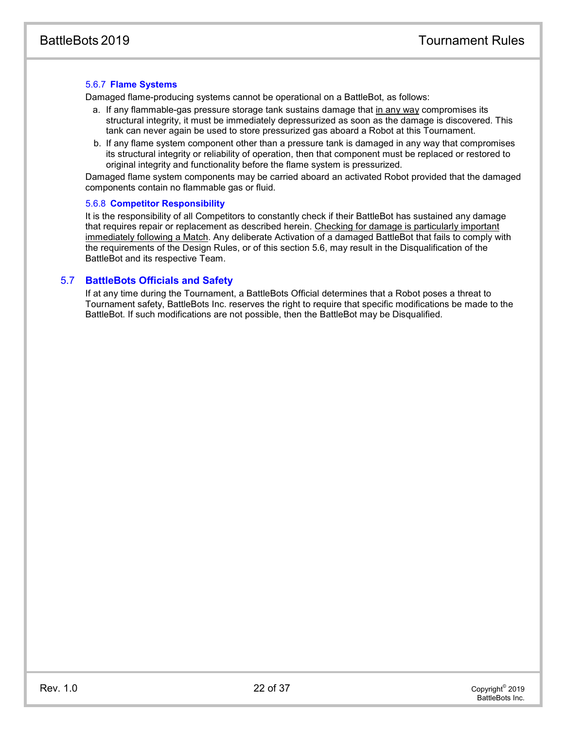#### 5.6.7 **Flame Systems**

Damaged flame-producing systems cannot be operational on a BattleBot, as follows:

a. If any flammable-gas pressure storage tank sustains damage that <u>in any way</u> compromises its structural integrity, it must be immediately depressurized as soon as the damage is discovered. This tank can never again be used to store pressurized gas aboard a Robot at this Tournament.

b. If any flame system component other than a pressure tank is damaged in any way that compromises its structural integrity or reliability of operation, then that component must be replaced or restored to original integrity and functionality before the flame system is pressurized.

Damaged flame system components may be carried aboard an activated Robot provided that the damaged components contain no flammable gas or fluid.

#### 5.6.8 **Competitor Responsibility**

It is the responsibility of all Competitors to constantly check if their BattleBot has sustained any damage that requires repair or replacement as described herein. <u>Checking for damage is particularly important immediately following a Match</u>. Any deliberate Activation of a damaged BattleBot that fails to comply with the requirements of the Design Rules, or of this section 5.6, may result in the Disqualification of the BattleBot and its respective Team.

### 5.7 **BattleBots Officials and Safety**

If at any time during the Tournament, a BattleBots Official determines that a Robot poses a threat to Tournament safety, BattleBots Inc. reserves the right to require that specific modifications be made to the BattleBot. If such modifications are not possible, then the BattleBot may be Disqualified.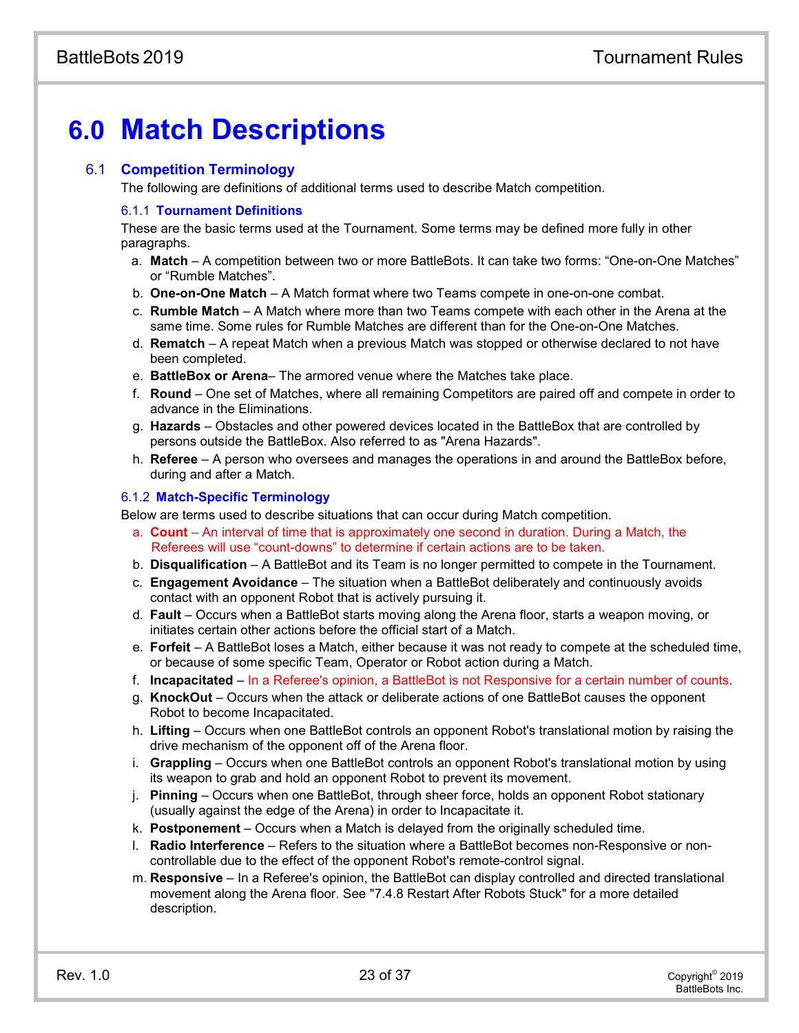# 6.0 Match Descriptions

## 6.1 Competition Terminology

The following are definitions of additional terms used to describe Match competition.

### 6.1.1 Tournament Definitions

These are the basic terms used at the Tournament. Some terms may be defined more fully in other paragraphs.

a. **Match** – A competition between two or more BattleBots. It can take two forms: “One-on-One Matches” or “Rumble Matches”.
b. **One-on-One Match** – A Match format where two Teams compete in one-on-one combat.
c. **Rumble Match** – A Match where more than two Teams compete with each other in the Arena at the same time. Some rules for Rumble Matches are different than for the One-on-One Matches.
d. **Rematch** – A repeat Match when a previous Match was stopped or otherwise declared to not have been completed.
e. **BattleBox or Arena**– The armored venue where the Matches take place.
f. **Round** – One set of Matches, where all remaining Competitors are paired off and compete in order to advance in the Eliminations.
g. **Hazards** – Obstacles and other powered devices located in the BattleBox that are controlled by persons outside the BattleBox. Also referred to as "Arena Hazards".
h. **Referee** – A person who oversees and manages the operations in and around the BattleBox before, during and after a Match.

### 6.1.2 Match-Specific Terminology

Below are terms used to describe situations that can occur during Match competition.

a. **Count** – An interval of time that is approximately one second in duration. During a Match, the Referees will use “count-downs” to determine if certain actions are to be taken.
b. **Disqualification** – A BattleBot and its Team is no longer permitted to compete in the Tournament.
c. **Engagement Avoidance** – The situation when a BattleBot deliberately and continuously avoids contact with an opponent Robot that is actively pursuing it.
d. **Fault** – Occurs when a BattleBot starts moving along the Arena floor, starts a weapon moving, or initiates certain other actions before the official start of a Match.
e. **Forfeit** – A BattleBot loses a Match, either because it was not ready to compete at the scheduled time, or because of some specific Team, Operator or Robot action during a Match.
f. **Incapacitated** – In a Referee's opinion, a BattleBot is not Responsive for a certain number of counts.
g. **KnockOut** – Occurs when the attack or deliberate actions of one BattleBot causes the opponent Robot to become Incapacitated.
h. **Lifting** – Occurs when one BattleBot controls an opponent Robot's translational motion by raising the drive mechanism of the opponent off of the Arena floor.
i. **Grappling** – Occurs when one BattleBot controls an opponent Robot's translational motion by using its weapon to grab and hold an opponent Robot to prevent its movement.
j. **Pinning** – Occurs when one BattleBot, through sheer force, holds an opponent Robot stationary (usually against the edge of the Arena) in order to Incapacitate it.
k. **Postponement** – Occurs when a Match is delayed from the originally scheduled time.
l. **Radio Interference** – Refers to the situation where a BattleBot becomes non-Responsive or non-controllable due to the effect of the opponent Robot's remote-control signal.
m. **Responsive** – In a Referee's opinion, the BattleBot can display controlled and directed translational movement along the Arena floor. See "7.4.8 Restart After Robots Stuck" for a more detailed description.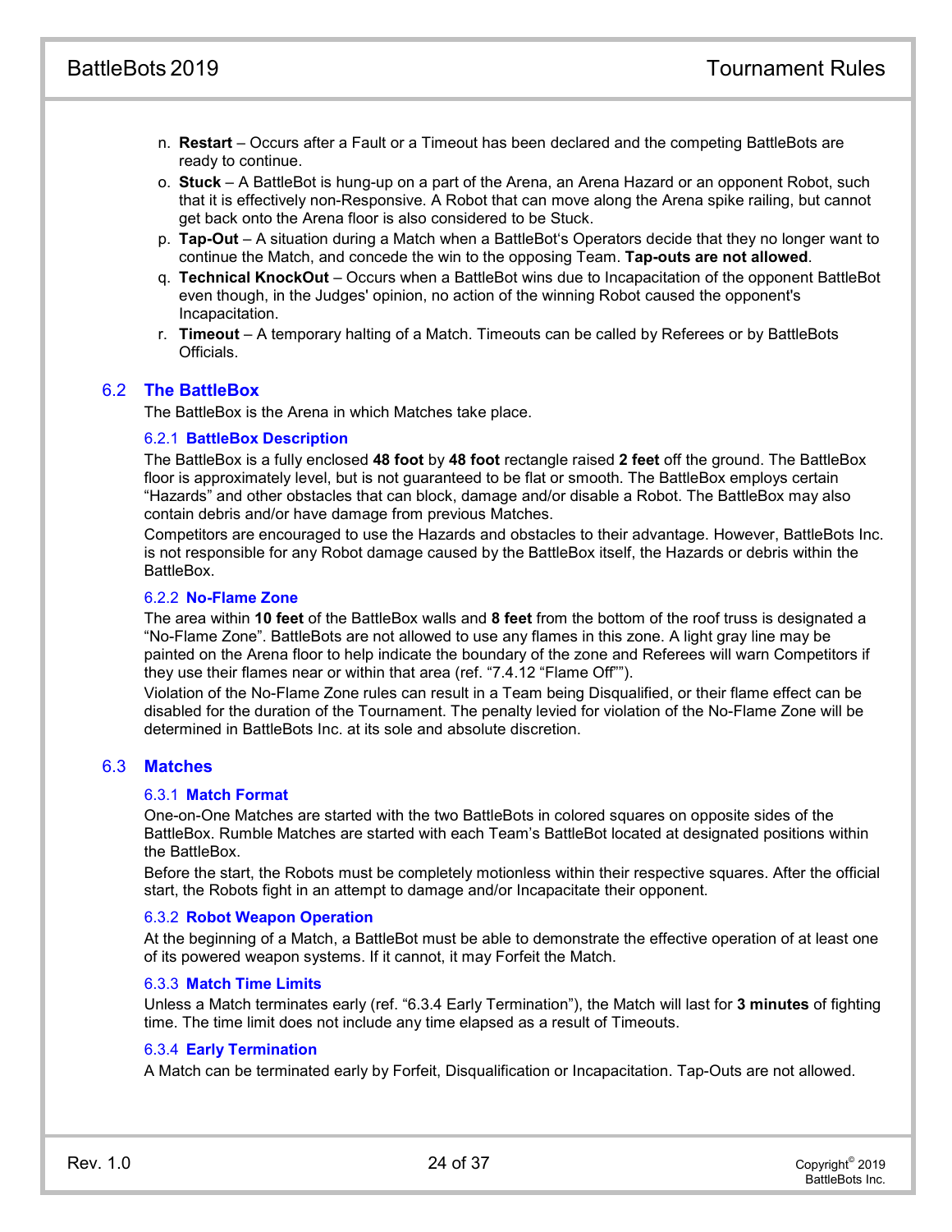n. **Restart** – Occurs after a Fault or a Timeout has been declared and the competing BattleBots are ready to continue.

o. **Stuck** – A BattleBot is hung-up on a part of the Arena, an Arena Hazard or an opponent Robot, such that it is effectively non-Responsive. A Robot that can move along the Arena spike railing, but cannot get back onto the Arena floor is also considered to be Stuck.

p. **Tap-Out** – A situation during a Match when a BattleBot's Operators decide that they no longer want to continue the Match, and concede the win to the opposing Team. **Tap-outs are not allowed**.

q. **Technical KnockOut** – Occurs when a BattleBot wins due to Incapacitation of the opponent BattleBot even though, in the Judges' opinion, no action of the winning Robot caused the opponent's Incapacitation.

r. **Timeout** – A temporary halting of a Match. Timeouts can be called by Referees or by BattleBots Officials.

## 6.2 The BattleBox

The BattleBox is the Arena in which Matches take place.

### 6.2.1 BattleBox Description

The BattleBox is a fully enclosed **48 foot** by **48 foot** rectangle raised **2 feet** off the ground. The BattleBox floor is approximately level, but is not guaranteed to be flat or smooth. The BattleBox employs certain "Hazards" and other obstacles that can block, damage and/or disable a Robot. The BattleBox may also contain debris and/or have damage from previous Matches.

Competitors are encouraged to use the Hazards and obstacles to their advantage. However, BattleBots Inc. is not responsible for any Robot damage caused by the BattleBox itself, the Hazards or debris within the BattleBox.

### 6.2.2 No-Flame Zone

The area within **10 feet** of the BattleBox walls and **8 feet** from the bottom of the roof truss is designated a "No-Flame Zone". BattleBots are not allowed to use any flames in this zone. A light gray line may be painted on the Arena floor to help indicate the boundary of the zone and Referees will warn Competitors if they use their flames near or within that area (ref. "7.4.12 "Flame Off"").

Violation of the No-Flame Zone rules can result in a Team being Disqualified, or their flame effect can be disabled for the duration of the Tournament. The penalty levied for violation of the No-Flame Zone will be determined in BattleBots Inc. at its sole and absolute discretion.

## 6.3 Matches

### 6.3.1 Match Format

One-on-One Matches are started with the two BattleBots in colored squares on opposite sides of the BattleBox. Rumble Matches are started with each Team's BattleBot located at designated positions within the BattleBox.

Before the start, the Robots must be completely motionless within their respective squares. After the official start, the Robots fight in an attempt to damage and/or Incapacitate their opponent.

### 6.3.2 Robot Weapon Operation

At the beginning of a Match, a BattleBot must be able to demonstrate the effective operation of at least one of its powered weapon systems. If it cannot, it may Forfeit the Match.

### 6.3.3 Match Time Limits

Unless a Match terminates early (ref. "6.3.4 Early Termination"), the Match will last for **3 minutes** of fighting time. The time limit does not include any time elapsed as a result of Timeouts.

### 6.3.4 Early Termination

A Match can be terminated early by Forfeit, Disqualification or Incapacitation. Tap-Outs are not allowed.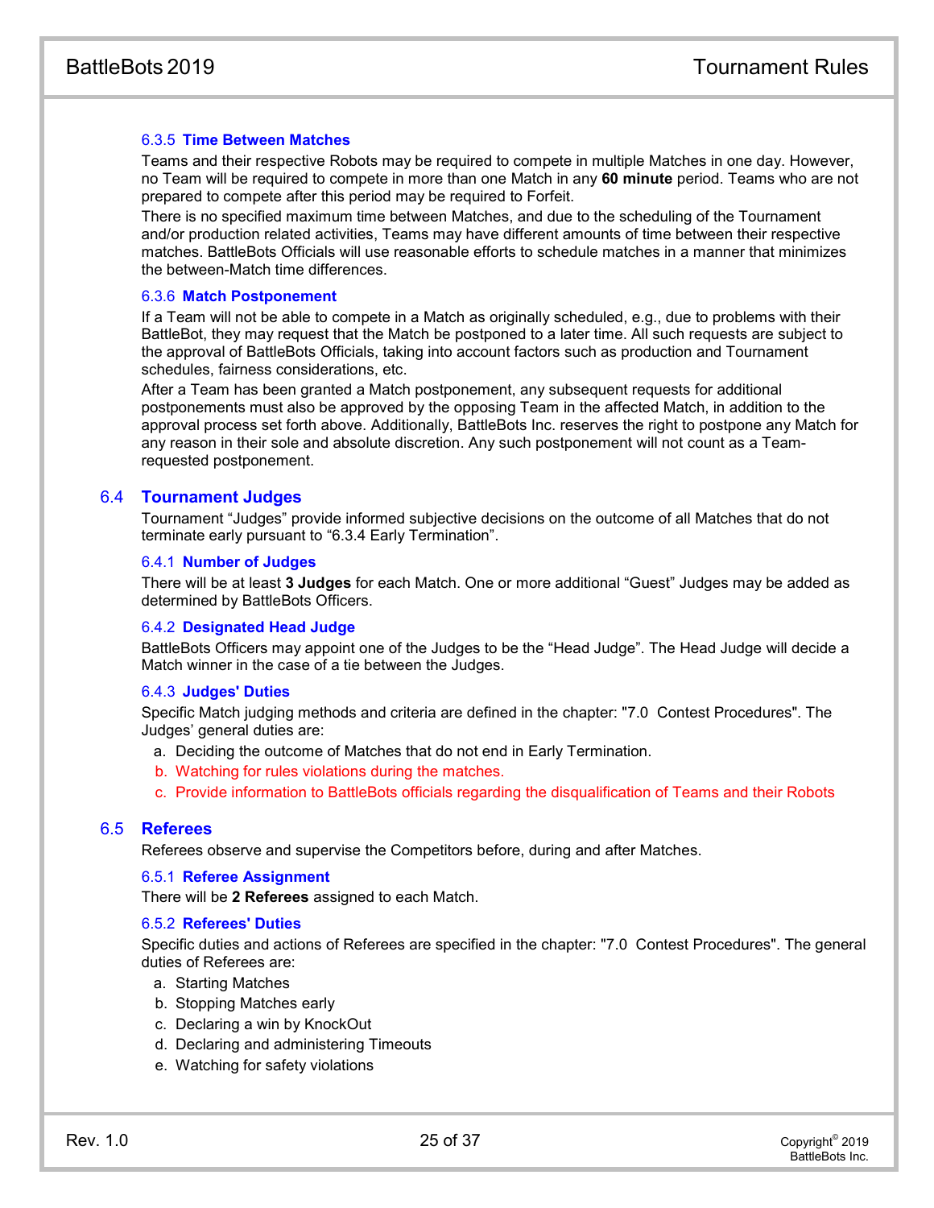#### 6.3.5 Time Between Matches

Teams and their respective Robots may be required to compete in multiple Matches in one day. However, no Team will be required to compete in more than one Match in any **60 minute** period. Teams who are not prepared to compete after this period may be required to Forfeit.

There is no specified maximum time between Matches, and due to the scheduling of the Tournament and/or production related activities, Teams may have different amounts of time between their respective matches. BattleBots Officials will use reasonable efforts to schedule matches in a manner that minimizes the between-Match time differences.

#### 6.3.6 Match Postponement

If a Team will not be able to compete in a Match as originally scheduled, e.g., due to problems with their BattleBot, they may request that the Match be postponed to a later time. All such requests are subject to the approval of BattleBots Officials, taking into account factors such as production and Tournament schedules, fairness considerations, etc.

After a Team has been granted a Match postponement, any subsequent requests for additional postponements must also be approved by the opposing Team in the affected Match, in addition to the approval process set forth above. Additionally, BattleBots Inc. reserves the right to postpone any Match for any reason in their sole and absolute discretion. Any such postponement will not count as a Team-requested postponement.

### 6.4 Tournament Judges

Tournament “Judges” provide informed subjective decisions on the outcome of all Matches that do not terminate early pursuant to “6.3.4 Early Termination”.

#### 6.4.1 Number of Judges

There will be at least **3 Judges** for each Match. One or more additional “Guest” Judges may be added as determined by BattleBots Officers.

#### 6.4.2 Designated Head Judge

BattleBots Officers may appoint one of the Judges to be the “Head Judge”. The Head Judge will decide a Match winner in the case of a tie between the Judges.

#### 6.4.3 Judges' Duties

Specific Match judging methods and criteria are defined in the chapter: "7.0 Contest Procedures". The Judges’ general duties are:

a. Deciding the outcome of Matches that do not end in Early Termination.
b. Watching for rules violations during the matches.
c. Provide information to BattleBots officials regarding the disqualification of Teams and their Robots

### 6.5 Referees

Referees observe and supervise the Competitors before, during and after Matches.

#### 6.5.1 Referee Assignment

There will be **2 Referees** assigned to each Match.

#### 6.5.2 Referees' Duties

Specific duties and actions of Referees are specified in the chapter: "7.0 Contest Procedures". The general duties of Referees are:

a. Starting Matches
b. Stopping Matches early
c. Declaring a win by KnockOut
d. Declaring and administering Timeouts
e. Watching for safety violations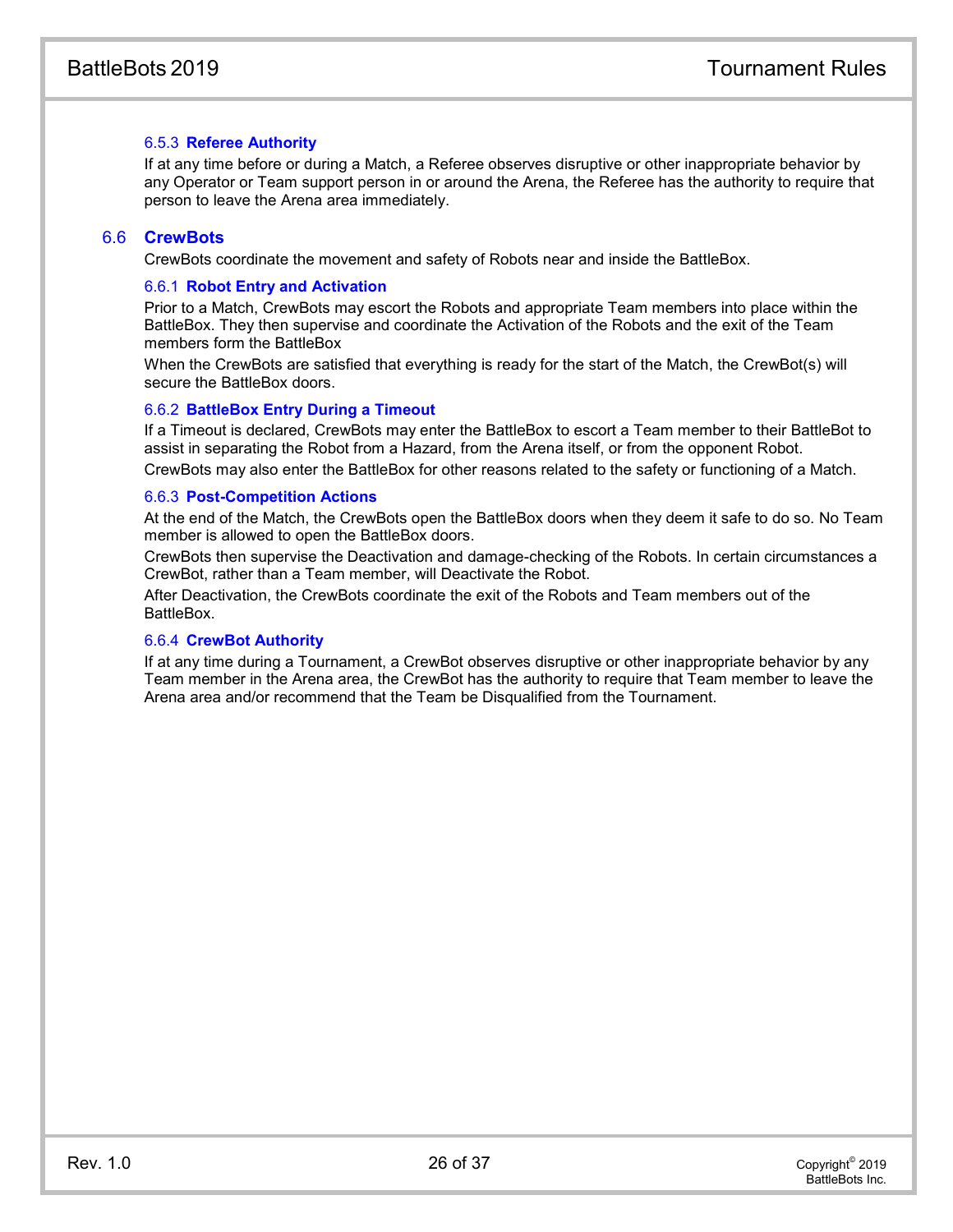#### 6.5.3 Referee Authority

If at any time before or during a Match, a Referee observes disruptive or other inappropriate behavior by any Operator or Team support person in or around the Arena, the Referee has the authority to require that person to leave the Arena area immediately.

### 6.6 CrewBots

CrewBots coordinate the movement and safety of Robots near and inside the BattleBox.

#### 6.6.1 Robot Entry and Activation

Prior to a Match, CrewBots may escort the Robots and appropriate Team members into place within the BattleBox. They then supervise and coordinate the Activation of the Robots and the exit of the Team members form the BattleBox

When the CrewBots are satisfied that everything is ready for the start of the Match, the CrewBot(s) will secure the BattleBox doors.

#### 6.6.2 BattleBox Entry During a Timeout

If a Timeout is declared, CrewBots may enter the BattleBox to escort a Team member to their BattleBot to assist in separating the Robot from a Hazard, from the Arena itself, or from the opponent Robot.

CrewBots may also enter the BattleBox for other reasons related to the safety or functioning of a Match.

#### 6.6.3 Post-Competition Actions

At the end of the Match, the CrewBots open the BattleBox doors when they deem it safe to do so. No Team member is allowed to open the BattleBox doors.

CrewBots then supervise the Deactivation and damage-checking of the Robots. In certain circumstances a CrewBot, rather than a Team member, will Deactivate the Robot.

After Deactivation, the CrewBots coordinate the exit of the Robots and Team members out of the BattleBox.

#### 6.6.4 CrewBot Authority

If at any time during a Tournament, a CrewBot observes disruptive or other inappropriate behavior by any Team member in the Arena area, the CrewBot has the authority to require that Team member to leave the Arena area and/or recommend that the Team be Disqualified from the Tournament.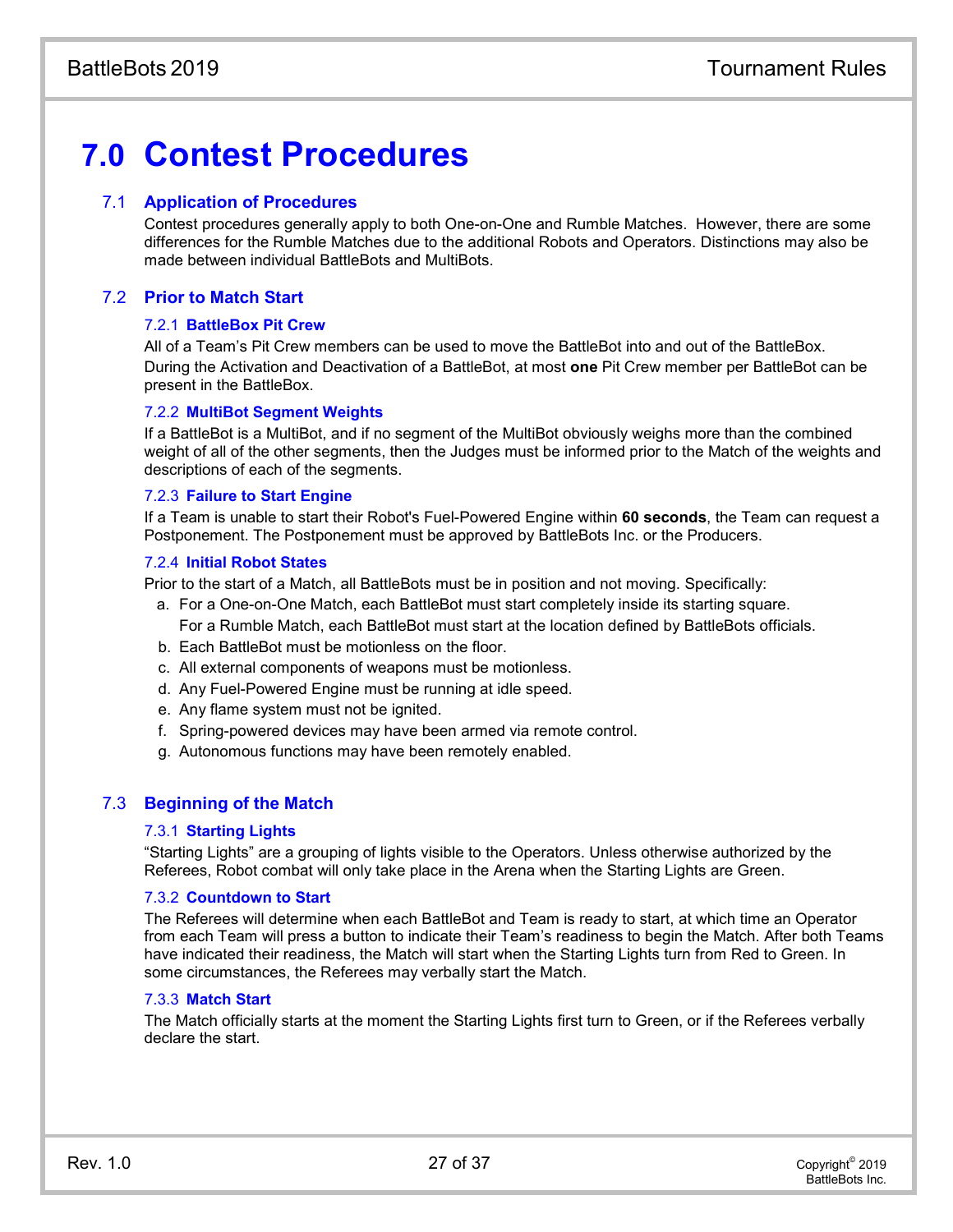# 7.0 Contest Procedures

## 7.1 Application of Procedures

Contest procedures generally apply to both One-on-One and Rumble Matches. However, there are some differences for the Rumble Matches due to the additional Robots and Operators. Distinctions may also be made between individual BattleBots and MultiBots.

## 7.2 Prior to Match Start

### 7.2.1 BattleBox Pit Crew

All of a Team's Pit Crew members can be used to move the BattleBot into and out of the BattleBox. During the Activation and Deactivation of a BattleBot, at most **one** Pit Crew member per BattleBot can be present in the BattleBox.

### 7.2.2 MultiBot Segment Weights

If a BattleBot is a MultiBot, and if no segment of the MultiBot obviously weighs more than the combined weight of all of the other segments, then the Judges must be informed prior to the Match of the weights and descriptions of each of the segments.

### 7.2.3 Failure to Start Engine

If a Team is unable to start their Robot's Fuel-Powered Engine within **60 seconds**, the Team can request a Postponement. The Postponement must be approved by BattleBots Inc. or the Producers.

### 7.2.4 Initial Robot States

Prior to the start of a Match, all BattleBots must be in position and not moving. Specifically:

a. For a One-on-One Match, each BattleBot must start completely inside its starting square.
   For a Rumble Match, each BattleBot must start at the location defined by BattleBots officials.
b. Each BattleBot must be motionless on the floor.
c. All external components of weapons must be motionless.
d. Any Fuel-Powered Engine must be running at idle speed.
e. Any flame system must not be ignited.
f. Spring-powered devices may have been armed via remote control.
g. Autonomous functions may have been remotely enabled.

## 7.3 Beginning of the Match

### 7.3.1 Starting Lights

"Starting Lights" are a grouping of lights visible to the Operators. Unless otherwise authorized by the Referees, Robot combat will only take place in the Arena when the Starting Lights are Green.

### 7.3.2 Countdown to Start

The Referees will determine when each BattleBot and Team is ready to start, at which time an Operator from each Team will press a button to indicate their Team's readiness to begin the Match. After both Teams have indicated their readiness, the Match will start when the Starting Lights turn from Red to Green. In some circumstances, the Referees may verbally start the Match.

### 7.3.3 Match Start

The Match officially starts at the moment the Starting Lights first turn to Green, or if the Referees verbally declare the start.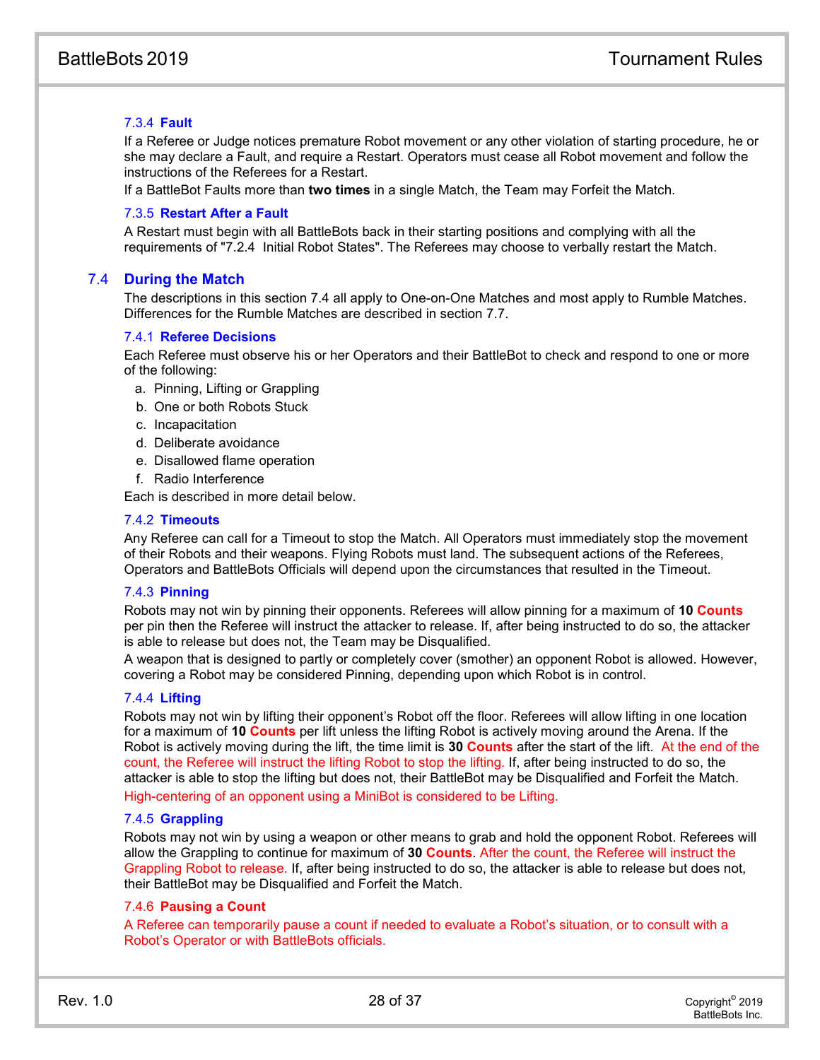#### 7.3.4 Fault

If a Referee or Judge notices premature Robot movement or any other violation of starting procedure, he or she may declare a Fault, and require a Restart. Operators must cease all Robot movement and follow the instructions of the Referees for a Restart.

If a BattleBot Faults more than **two times** in a single Match, the Team may Forfeit the Match.

#### 7.3.5 Restart After a Fault

A Restart must begin with all BattleBots back in their starting positions and complying with all the requirements of "7.2.4 Initial Robot States". The Referees may choose to verbally restart the Match.

### 7.4 During the Match

The descriptions in this section 7.4 all apply to One-on-One Matches and most apply to Rumble Matches. Differences for the Rumble Matches are described in section 7.7.

#### 7.4.1 Referee Decisions

Each Referee must observe his or her Operators and their BattleBot to check and respond to one or more of the following:

a. Pinning, Lifting or Grappling
b. One or both Robots Stuck
c. Incapacitation
d. Deliberate avoidance
e. Disallowed flame operation
f. Radio Interference

Each is described in more detail below.

#### 7.4.2 Timeouts

Any Referee can call for a Timeout to stop the Match. All Operators must immediately stop the movement of their Robots and their weapons. Flying Robots must land. The subsequent actions of the Referees, Operators and BattleBots Officials will depend upon the circumstances that resulted in the Timeout.

#### 7.4.3 Pinning

Robots may not win by pinning their opponents. Referees will allow pinning for a maximum of **10 Counts** per pin then the Referee will instruct the attacker to release. If, after being instructed to do so, the attacker is able to release but does not, the Team may be Disqualified.

A weapon that is designed to partly or completely cover (smother) an opponent Robot is allowed. However, covering a Robot may be considered Pinning, depending upon which Robot is in control.

#### 7.4.4 Lifting

Robots may not win by lifting their opponent's Robot off the floor. Referees will allow lifting in one location for a maximum of **10 Counts** per lift unless the lifting Robot is actively moving around the Arena. If the Robot is actively moving during the lift, the time limit is **30 Counts** after the start of the lift. At the end of the count, the Referee will instruct the lifting Robot to stop the lifting. If, after being instructed to do so, the attacker is able to stop the lifting but does not, their BattleBot may be Disqualified and Forfeit the Match.

High-centering of an opponent using a MiniBot is considered to be Lifting.

#### 7.4.5 Grappling

Robots may not win by using a weapon or other means to grab and hold the opponent Robot. Referees will allow the Grappling to continue for maximum of **30 Counts**. After the count, the Referee will instruct the Grappling Robot to release. If, after being instructed to do so, the attacker is able to release but does not, their BattleBot may be Disqualified and Forfeit the Match.

#### 7.4.6 Pausing a Count

A Referee can temporarily pause a count if needed to evaluate a Robot's situation, or to consult with a Robot's Operator or with BattleBots officials.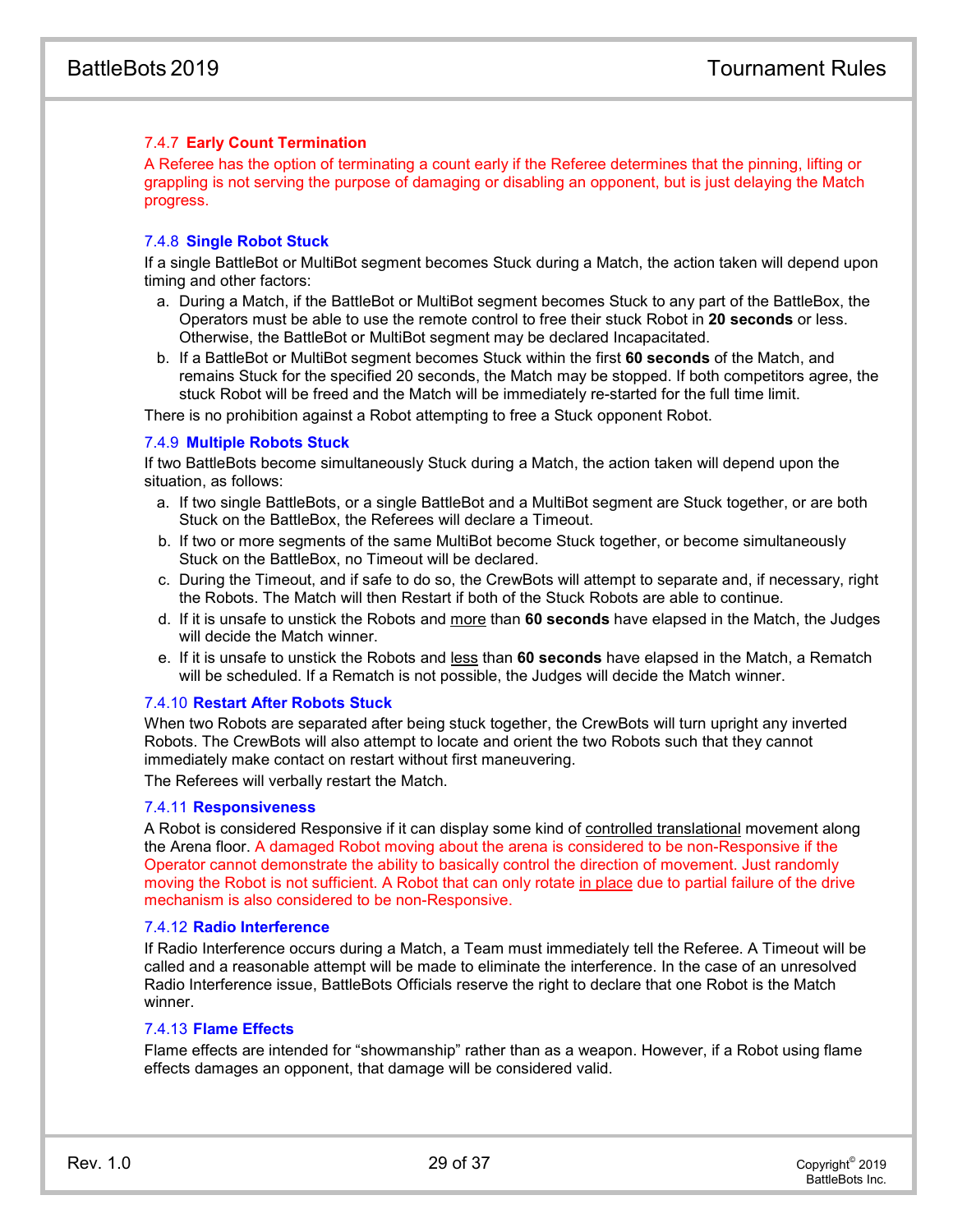#### 7.4.7 Early Count Termination

A Referee has the option of terminating a count early if the Referee determines that the pinning, lifting or grappling is not serving the purpose of damaging or disabling an opponent, but is just delaying the Match progress.

#### 7.4.8 Single Robot Stuck

If a single BattleBot or MultiBot segment becomes Stuck during a Match, the action taken will depend upon timing and other factors:

a. During a Match, if the BattleBot or MultiBot segment becomes Stuck to any part of the BattleBox, the Operators must be able to use the remote control to free their stuck Robot in **20 seconds** or less. Otherwise, the BattleBot or MultiBot segment may be declared Incapacitated.
b. If a BattleBot or MultiBot segment becomes Stuck within the first **60 seconds** of the Match, and remains Stuck for the specified 20 seconds, the Match may be stopped. If both competitors agree, the stuck Robot will be freed and the Match will be immediately re-started for the full time limit.

There is no prohibition against a Robot attempting to free a Stuck opponent Robot.

#### 7.4.9 Multiple Robots Stuck

If two BattleBots become simultaneously Stuck during a Match, the action taken will depend upon the situation, as follows:

a. If two single BattleBots, or a single BattleBot and a MultiBot segment are Stuck together, or are both Stuck on the BattleBox, the Referees will declare a Timeout.
b. If two or more segments of the same MultiBot become Stuck together, or become simultaneously Stuck on the BattleBox, no Timeout will be declared.
c. During the Timeout, and if safe to do so, the CrewBots will attempt to separate and, if necessary, right the Robots. The Match will then Restart if both of the Stuck Robots are able to continue.
d. If it is unsafe to unstick the Robots and <u>more</u> than **60 seconds** have elapsed in the Match, the Judges will decide the Match winner.
e. If it is unsafe to unstick the Robots and <u>less</u> than **60 seconds** have elapsed in the Match, a Rematch will be scheduled. If a Rematch is not possible, the Judges will decide the Match winner.

#### 7.4.10 Restart After Robots Stuck

When two Robots are separated after being stuck together, the CrewBots will turn upright any inverted Robots. The CrewBots will also attempt to locate and orient the two Robots such that they cannot immediately make contact on restart without first maneuvering.

The Referees will verbally restart the Match.

#### 7.4.11 Responsiveness

A Robot is considered Responsive if it can display some kind of <u>controlled translational</u> movement along the Arena floor. A damaged Robot moving about the arena is considered to be non-Responsive if the Operator cannot demonstrate the ability to basically control the direction of movement. Just randomly moving the Robot is not sufficient. A Robot that can only rotate <u>in place</u> due to partial failure of the drive mechanism is also considered to be non-Responsive.

#### 7.4.12 Radio Interference

If Radio Interference occurs during a Match, a Team must immediately tell the Referee. A Timeout will be called and a reasonable attempt will be made to eliminate the interference. In the case of an unresolved Radio Interference issue, BattleBots Officials reserve the right to declare that one Robot is the Match winner.

#### 7.4.13 Flame Effects

Flame effects are intended for “showmanship” rather than as a weapon. However, if a Robot using flame effects damages an opponent, that damage will be considered valid.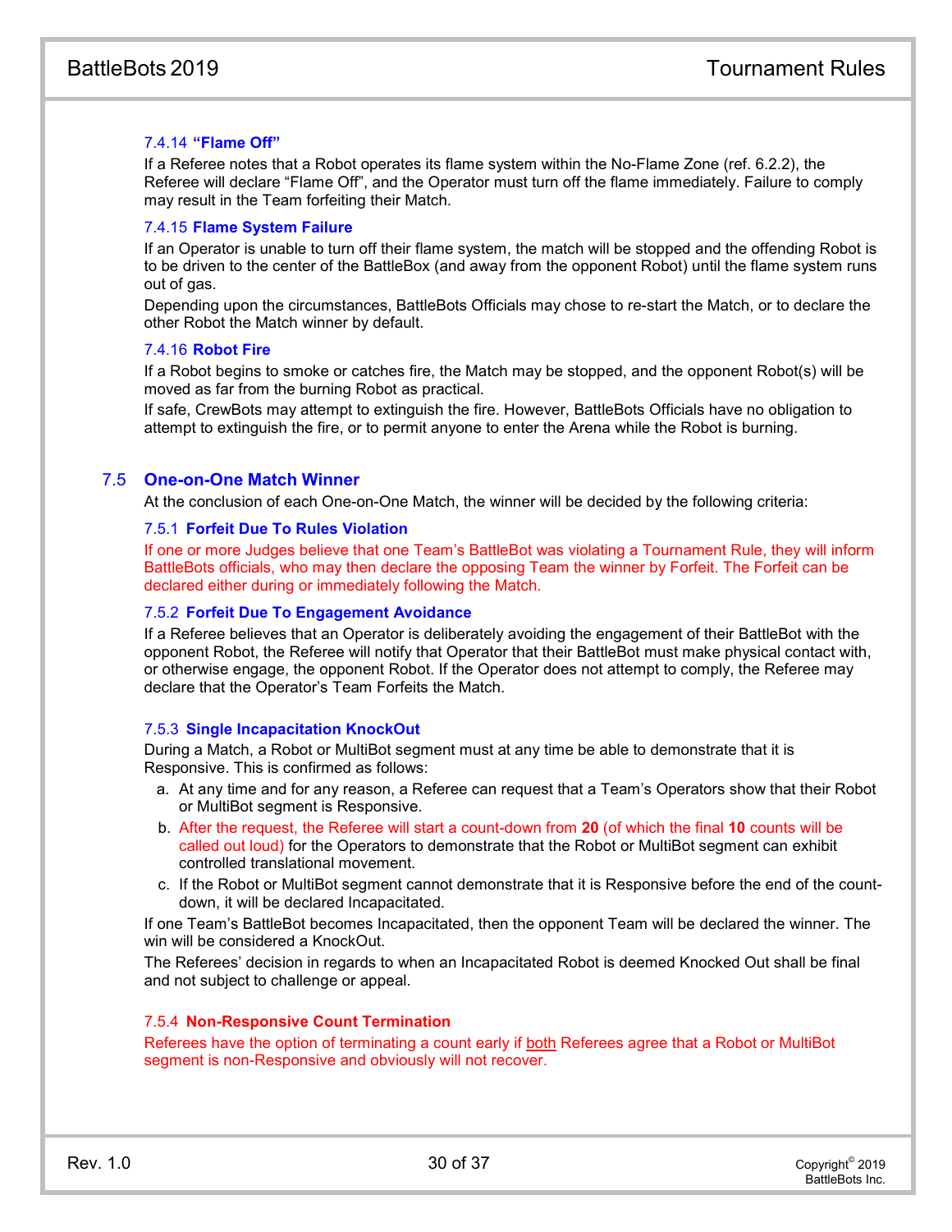#### 7.4.14 **“Flame Off”**

If a Referee notes that a Robot operates its flame system within the No-Flame Zone (ref. 6.2.2), the Referee will declare “Flame Off”, and the Operator must turn off the flame immediately. Failure to comply may result in the Team forfeiting their Match.

#### 7.4.15 **Flame System Failure**

If an Operator is unable to turn off their flame system, the match will be stopped and the offending Robot is to be driven to the center of the BattleBox (and away from the opponent Robot) until the flame system runs out of gas.

Depending upon the circumstances, BattleBots Officials may chose to re-start the Match, or to declare the other Robot the Match winner by default.

#### 7.4.16 **Robot Fire**

If a Robot begins to smoke or catches fire, the Match may be stopped, and the opponent Robot(s) will be moved as far from the burning Robot as practical.

If safe, CrewBots may attempt to extinguish the fire. However, BattleBots Officials have no obligation to attempt to extinguish the fire, or to permit anyone to enter the Arena while the Robot is burning.

## 7.5 One-on-One Match Winner

At the conclusion of each One-on-One Match, the winner will be decided by the following criteria:

#### 7.5.1 **Forfeit Due To Rules Violation**

If one or more Judges believe that one Team’s BattleBot was violating a Tournament Rule, they will inform BattleBots officials, who may then declare the opposing Team the winner by Forfeit. The Forfeit can be declared either during or immediately following the Match.

#### 7.5.2 **Forfeit Due To Engagement Avoidance**

If a Referee believes that an Operator is deliberately avoiding the engagement of their BattleBot with the opponent Robot, the Referee will notify that Operator that their BattleBot must make physical contact with, or otherwise engage, the opponent Robot. If the Operator does not attempt to comply, the Referee may declare that the Operator’s Team Forfeits the Match.

#### 7.5.3 **Single Incapacitation KnockOut**

During a Match, a Robot or MultiBot segment must at any time be able to demonstrate that it is Responsive. This is confirmed as follows:

a. At any time and for any reason, a Referee can request that a Team’s Operators show that their Robot or MultiBot segment is Responsive.
b. After the request, the Referee will start a count-down from **20** (of which the final **10** counts will be called out loud) for the Operators to demonstrate that the Robot or MultiBot segment can exhibit controlled translational movement.
c. If the Robot or MultiBot segment cannot demonstrate that it is Responsive before the end of the count-down, it will be declared Incapacitated.

If one Team’s BattleBot becomes Incapacitated, then the opponent Team will be declared the winner. The win will be considered a KnockOut.

The Referees’ decision in regards to when an Incapacitated Robot is deemed Knocked Out shall be final and not subject to challenge or appeal.

#### 7.5.4 **Non-Responsive Count Termination**

Referees have the option of terminating a count early if both Referees agree that a Robot or MultiBot segment is non-Responsive and obviously will not recover.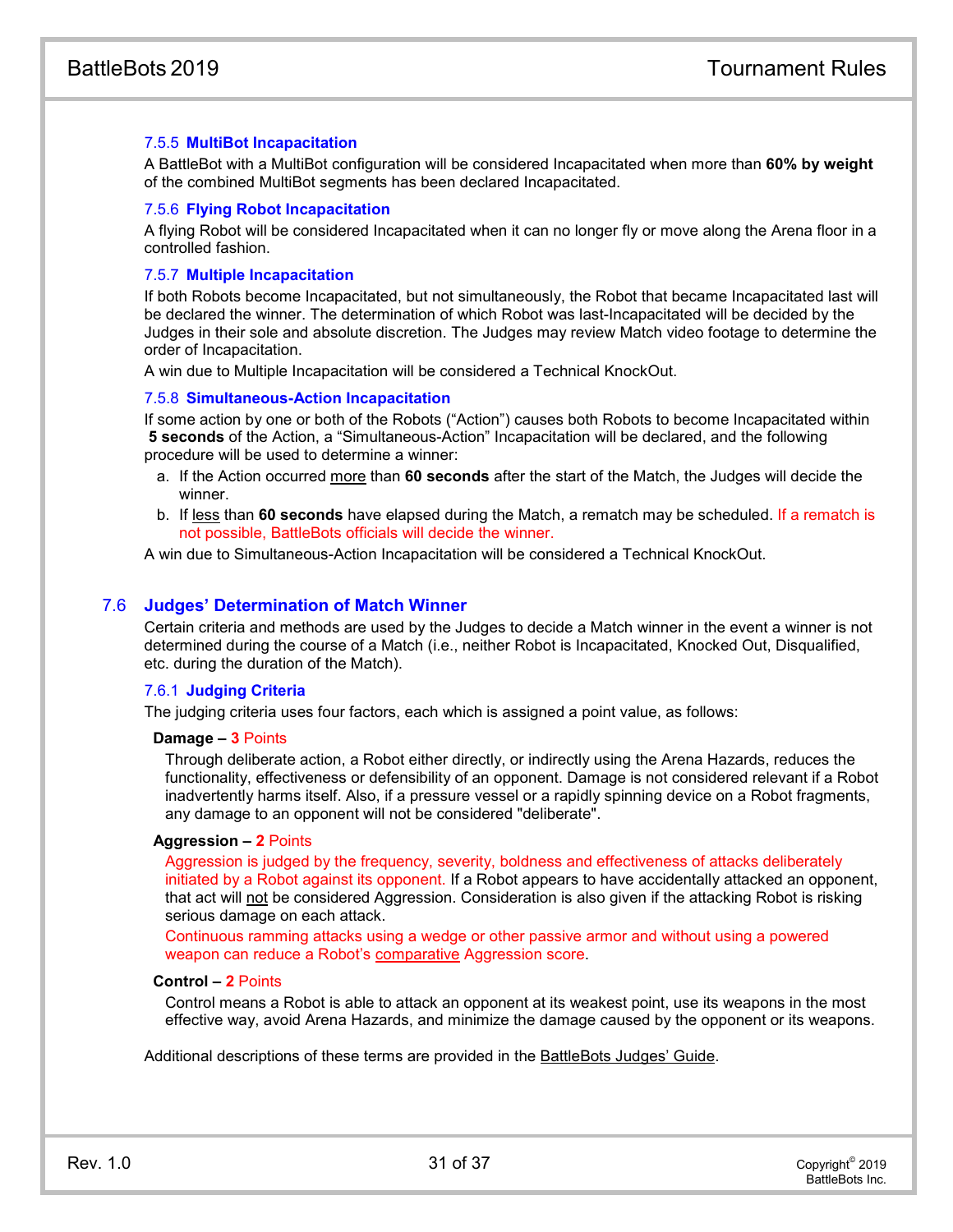#### 7.5.5 MultiBot Incapacitation

A BattleBot with a MultiBot configuration will be considered Incapacitated when more than **60% by weight** of the combined MultiBot segments has been declared Incapacitated.

#### 7.5.6 Flying Robot Incapacitation

A flying Robot will be considered Incapacitated when it can no longer fly or move along the Arena floor in a controlled fashion.

#### 7.5.7 Multiple Incapacitation

If both Robots become Incapacitated, but not simultaneously, the Robot that became Incapacitated last will be declared the winner. The determination of which Robot was last-Incapacitated will be decided by the Judges in their sole and absolute discretion. The Judges may review Match video footage to determine the order of Incapacitation.

A win due to Multiple Incapacitation will be considered a Technical KnockOut.

#### 7.5.8 Simultaneous-Action Incapacitation

If some action by one or both of the Robots ("Action") causes both Robots to become Incapacitated within **5 seconds** of the Action, a "Simultaneous-Action" Incapacitation will be declared, and the following procedure will be used to determine a winner:

a. If the Action occurred more than **60 seconds** after the start of the Match, the Judges will decide the winner.
b. If less than **60 seconds** have elapsed during the Match, a rematch may be scheduled. If a rematch is not possible, BattleBots officials will decide the winner.

A win due to Simultaneous-Action Incapacitation will be considered a Technical KnockOut.

### 7.6 Judges' Determination of Match Winner

Certain criteria and methods are used by the Judges to decide a Match winner in the event a winner is not determined during the course of a Match (i.e., neither Robot is Incapacitated, Knocked Out, Disqualified, etc. during the duration of the Match).

#### 7.6.1 Judging Criteria

The judging criteria uses four factors, each which is assigned a point value, as follows:

**Damage – 3 Points**

Through deliberate action, a Robot either directly, or indirectly using the Arena Hazards, reduces the functionality, effectiveness or defensibility of an opponent. Damage is not considered relevant if a Robot inadvertently harms itself. Also, if a pressure vessel or a rapidly spinning device on a Robot fragments, any damage to an opponent will not be considered "deliberate".

**Aggression – 2 Points**

Aggression is judged by the frequency, severity, boldness and effectiveness of attacks deliberately initiated by a Robot against its opponent. If a Robot appears to have accidentally attacked an opponent, that act will not be considered Aggression. Consideration is also given if the attacking Robot is risking serious damage on each attack.

Continuous ramming attacks using a wedge or other passive armor and without using a powered weapon can reduce a Robot's comparative Aggression score.

**Control – 2 Points**

Control means a Robot is able to attack an opponent at its weakest point, use its weapons in the most effective way, avoid Arena Hazards, and minimize the damage caused by the opponent or its weapons.

Additional descriptions of these terms are provided in the BattleBots Judges' Guide.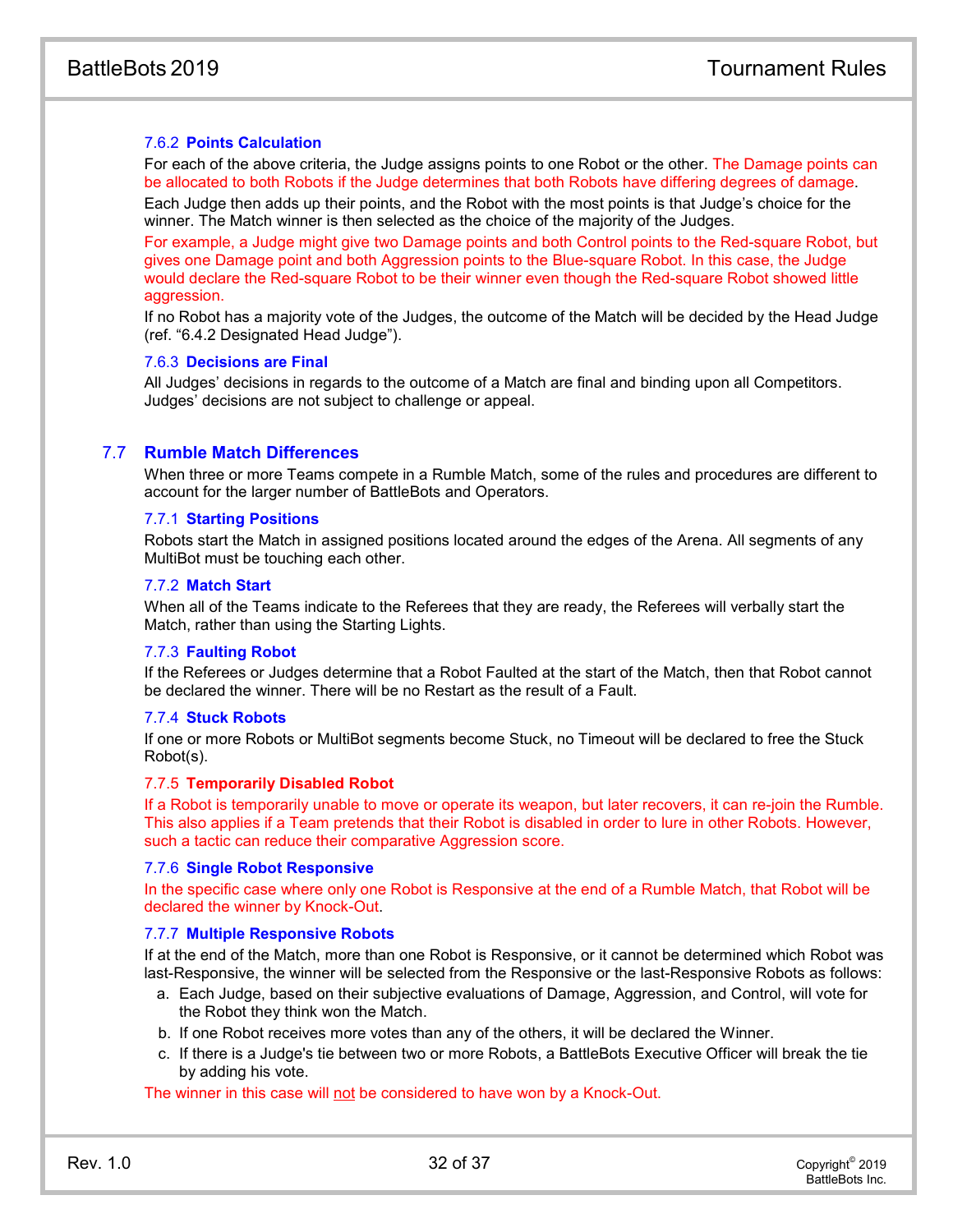#### 7.6.2 Points Calculation

For each of the above criteria, the Judge assigns points to one Robot or the other. The Damage points can be allocated to both Robots if the Judge determines that both Robots have differing degrees of damage.

Each Judge then adds up their points, and the Robot with the most points is that Judge's choice for the winner. The Match winner is then selected as the choice of the majority of the Judges.

For example, a Judge might give two Damage points and both Control points to the Red-square Robot, but gives one Damage point and both Aggression points to the Blue-square Robot. In this case, the Judge would declare the Red-square Robot to be their winner even though the Red-square Robot showed little aggression.

If no Robot has a majority vote of the Judges, the outcome of the Match will be decided by the Head Judge (ref. "6.4.2 Designated Head Judge").

#### 7.6.3 Decisions are Final

All Judges' decisions in regards to the outcome of a Match are final and binding upon all Competitors. Judges' decisions are not subject to challenge or appeal.

### 7.7 Rumble Match Differences

When three or more Teams compete in a Rumble Match, some of the rules and procedures are different to account for the larger number of BattleBots and Operators.

#### 7.7.1 Starting Positions

Robots start the Match in assigned positions located around the edges of the Arena. All segments of any MultiBot must be touching each other.

#### 7.7.2 Match Start

When all of the Teams indicate to the Referees that they are ready, the Referees will verbally start the Match, rather than using the Starting Lights.

#### 7.7.3 Faulting Robot

If the Referees or Judges determine that a Robot Faulted at the start of the Match, then that Robot cannot be declared the winner. There will be no Restart as the result of a Fault.

#### 7.7.4 Stuck Robots

If one or more Robots or MultiBot segments become Stuck, no Timeout will be declared to free the Stuck Robot(s).

#### 7.7.5 Temporarily Disabled Robot

If a Robot is temporarily unable to move or operate its weapon, but later recovers, it can re-join the Rumble. This also applies if a Team pretends that their Robot is disabled in order to lure in other Robots. However, such a tactic can reduce their comparative Aggression score.

#### 7.7.6 Single Robot Responsive

In the specific case where only one Robot is Responsive at the end of a Rumble Match, that Robot will be declared the winner by Knock-Out.

#### 7.7.7 Multiple Responsive Robots

If at the end of the Match, more than one Robot is Responsive, or it cannot be determined which Robot was last-Responsive, the winner will be selected from the Responsive or the last-Responsive Robots as follows:

a. Each Judge, based on their subjective evaluations of Damage, Aggression, and Control, will vote for the Robot they think won the Match.
b. If one Robot receives more votes than any of the others, it will be declared the Winner.
c. If there is a Judge's tie between two or more Robots, a BattleBots Executive Officer will break the tie by adding his vote.

The winner in this case will not be considered to have won by a Knock-Out.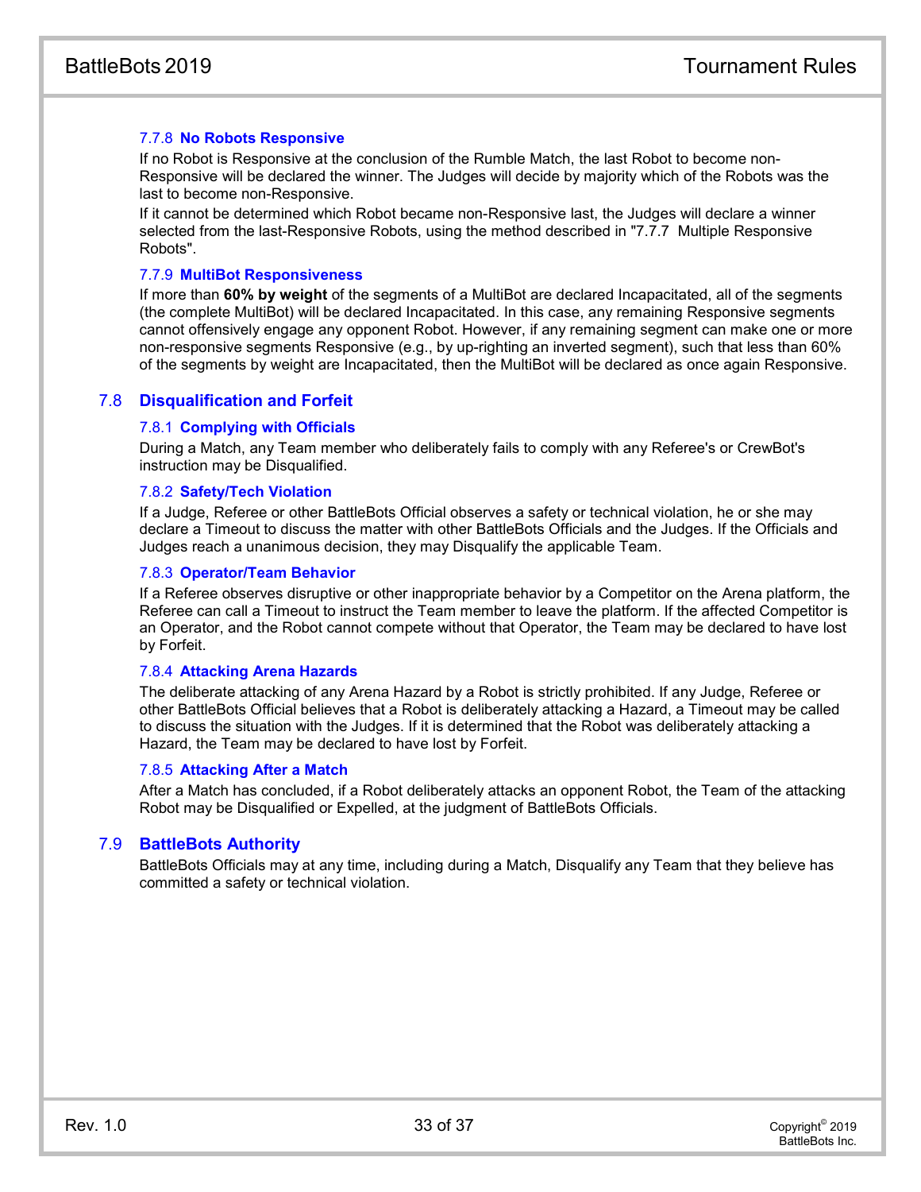#### 7.7.8 No Robots Responsive

If no Robot is Responsive at the conclusion of the Rumble Match, the last Robot to become non-Responsive will be declared the winner. The Judges will decide by majority which of the Robots was the last to become non-Responsive.

If it cannot be determined which Robot became non-Responsive last, the Judges will declare a winner selected from the last-Responsive Robots, using the method described in "7.7.7 Multiple Responsive Robots".

#### 7.7.9 MultiBot Responsiveness

If more than **60% by weight** of the segments of a MultiBot are declared Incapacitated, all of the segments (the complete MultiBot) will be declared Incapacitated. In this case, any remaining Responsive segments cannot offensively engage any opponent Robot. However, if any remaining segment can make one or more non-responsive segments Responsive (e.g., by up-righting an inverted segment), such that less than 60% of the segments by weight are Incapacitated, then the MultiBot will be declared as once again Responsive.

### 7.8 Disqualification and Forfeit

#### 7.8.1 Complying with Officials

During a Match, any Team member who deliberately fails to comply with any Referee's or CrewBot's instruction may be Disqualified.

#### 7.8.2 Safety/Tech Violation

If a Judge, Referee or other BattleBots Official observes a safety or technical violation, he or she may declare a Timeout to discuss the matter with other BattleBots Officials and the Judges. If the Officials and Judges reach a unanimous decision, they may Disqualify the applicable Team.

#### 7.8.3 Operator/Team Behavior

If a Referee observes disruptive or other inappropriate behavior by a Competitor on the Arena platform, the Referee can call a Timeout to instruct the Team member to leave the platform. If the affected Competitor is an Operator, and the Robot cannot compete without that Operator, the Team may be declared to have lost by Forfeit.

#### 7.8.4 Attacking Arena Hazards

The deliberate attacking of any Arena Hazard by a Robot is strictly prohibited. If any Judge, Referee or other BattleBots Official believes that a Robot is deliberately attacking a Hazard, a Timeout may be called to discuss the situation with the Judges. If it is determined that the Robot was deliberately attacking a Hazard, the Team may be declared to have lost by Forfeit.

#### 7.8.5 Attacking After a Match

After a Match has concluded, if a Robot deliberately attacks an opponent Robot, the Team of the attacking Robot may be Disqualified or Expelled, at the judgment of BattleBots Officials.

### 7.9 BattleBots Authority

BattleBots Officials may at any time, including during a Match, Disqualify any Team that they believe has committed a safety or technical violation.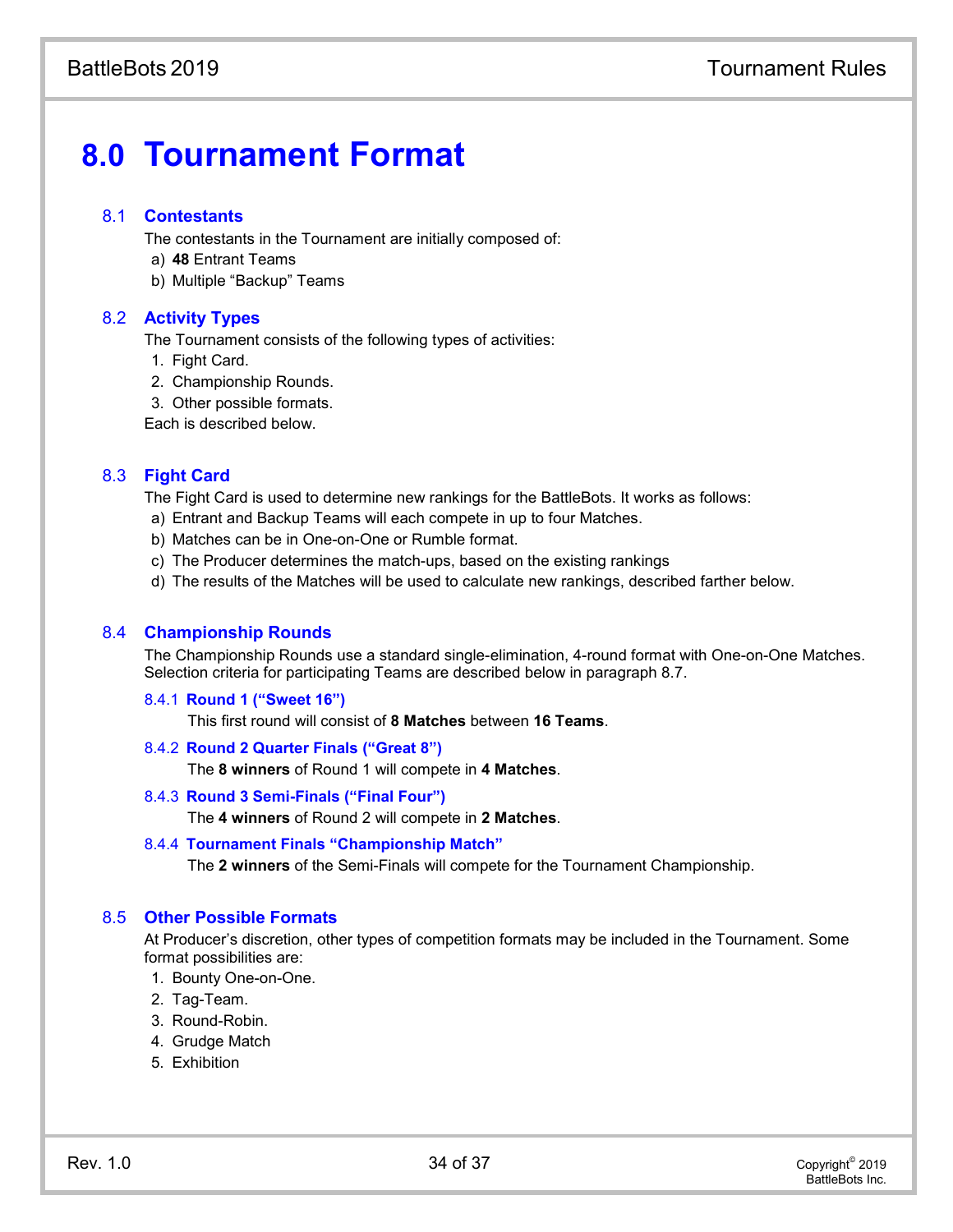# 8.0 Tournament Format

## 8.1 Contestants

The contestants in the Tournament are initially composed of:

a) **48** Entrant Teams
b) Multiple “Backup” Teams

## 8.2 Activity Types

The Tournament consists of the following types of activities:

1. Fight Card.
2. Championship Rounds.
3. Other possible formats.

Each is described below.

## 8.3 Fight Card

The Fight Card is used to determine new rankings for the BattleBots. It works as follows:

a) Entrant and Backup Teams will each compete in up to four Matches.
b) Matches can be in One-on-One or Rumble format.
c) The Producer determines the match-ups, based on the existing rankings
d) The results of the Matches will be used to calculate new rankings, described farther below.

## 8.4 Championship Rounds

The Championship Rounds use a standard single-elimination, 4-round format with One-on-One Matches. Selection criteria for participating Teams are described below in paragraph 8.7.

### 8.4.1 Round 1 (“Sweet 16”)

This first round will consist of **8 Matches** between **16 Teams**.

### 8.4.2 Round 2 Quarter Finals (“Great 8”)

The **8 winners** of Round 1 will compete in **4 Matches**.

### 8.4.3 Round 3 Semi-Finals (“Final Four”)

The **4 winners** of Round 2 will compete in **2 Matches**.

### 8.4.4 Tournament Finals “Championship Match”

The **2 winners** of the Semi-Finals will compete for the Tournament Championship.

## 8.5 Other Possible Formats

At Producer’s discretion, other types of competition formats may be included in the Tournament. Some format possibilities are:

1. Bounty One-on-One.
2. Tag-Team.
3. Round-Robin.
4. Grudge Match
5. Exhibition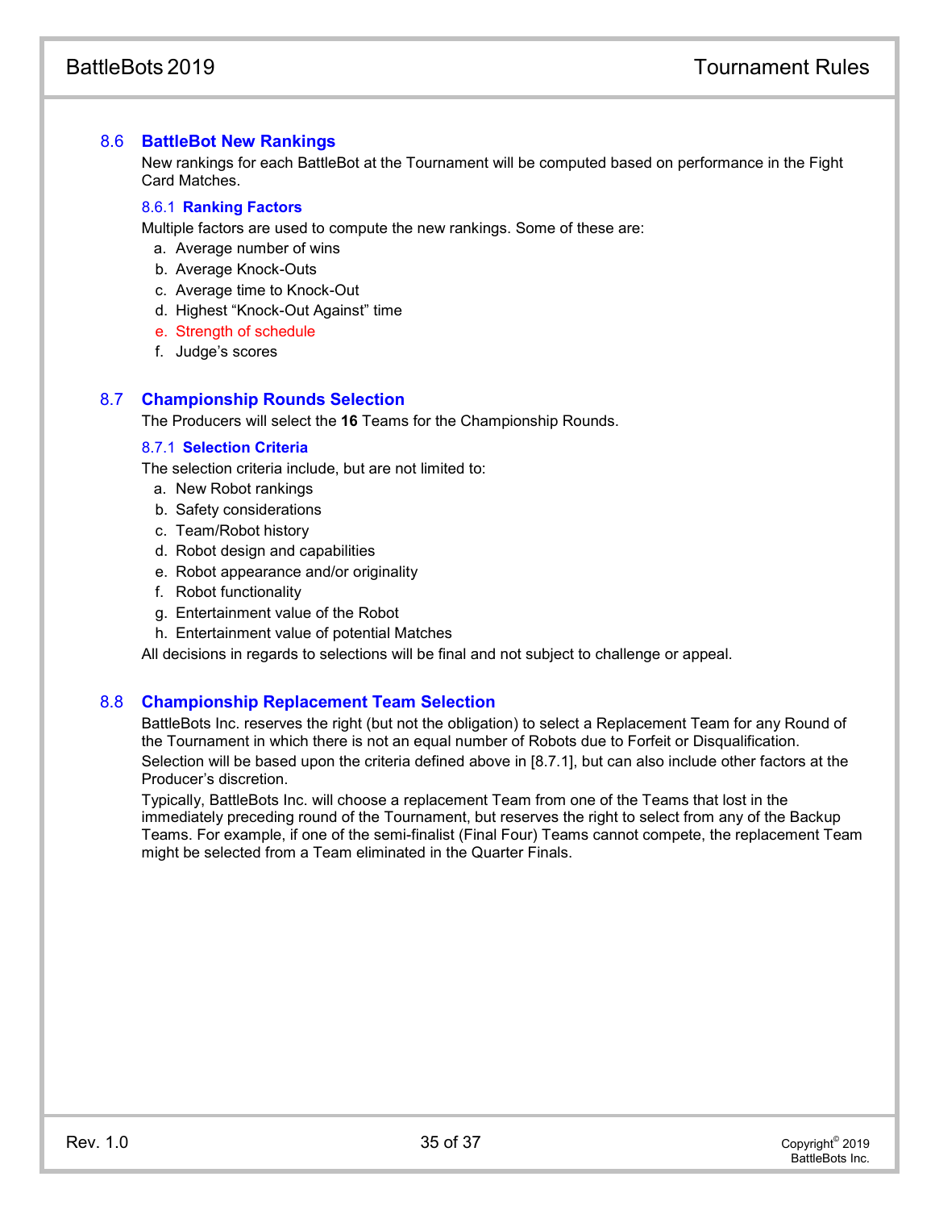## 8.6 BattleBot New Rankings

New rankings for each BattleBot at the Tournament will be computed based on performance in the Fight Card Matches.

### 8.6.1 Ranking Factors

Multiple factors are used to compute the new rankings. Some of these are:

a. Average number of wins
b. Average Knock-Outs
c. Average time to Knock-Out
d. Highest "Knock-Out Against" time
e. Strength of schedule
f. Judge's scores

## 8.7 Championship Rounds Selection

The Producers will select the **16** Teams for the Championship Rounds.

### 8.7.1 Selection Criteria

The selection criteria include, but are not limited to:

a. New Robot rankings
b. Safety considerations
c. Team/Robot history
d. Robot design and capabilities
e. Robot appearance and/or originality
f. Robot functionality
g. Entertainment value of the Robot
h. Entertainment value of potential Matches

All decisions in regards to selections will be final and not subject to challenge or appeal.

## 8.8 Championship Replacement Team Selection

BattleBots Inc. reserves the right (but not the obligation) to select a Replacement Team for any Round of the Tournament in which there is not an equal number of Robots due to Forfeit or Disqualification.

Selection will be based upon the criteria defined above in [8.7.1], but can also include other factors at the Producer's discretion.

Typically, BattleBots Inc. will choose a replacement Team from one of the Teams that lost in the immediately preceding round of the Tournament, but reserves the right to select from any of the Backup Teams. For example, if one of the semi-finalist (Final Four) Teams cannot compete, the replacement Team might be selected from a Team eliminated in the Quarter Finals.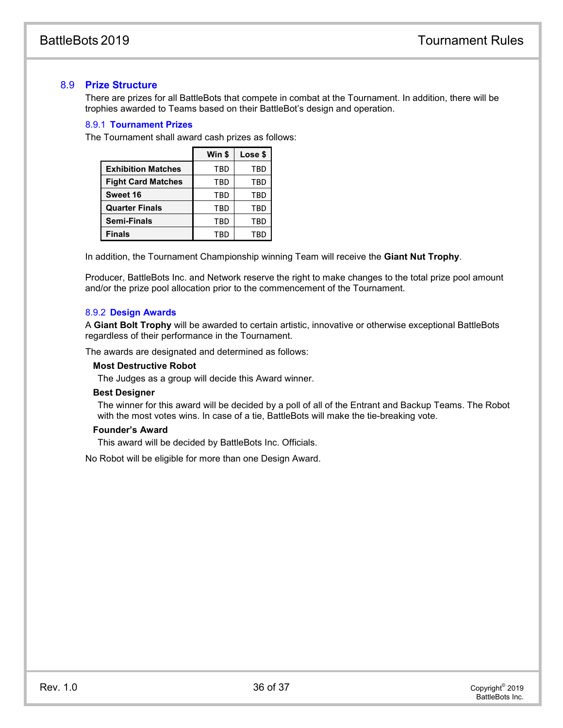## 8.9 Prize Structure

There are prizes for all BattleBots that compete in combat at the Tournament. In addition, there will be trophies awarded to Teams based on their BattleBot's design and operation.

### 8.9.1 Tournament Prizes

The Tournament shall award cash prizes as follows:

| | Win $ | Lose $ |
|---|---|---|
| **Exhibition Matches** | TBD | TBD |
| **Fight Card Matches** | TBD | TBD |
| **Sweet 16** | TBD | TBD |
| **Quarter Finals** | TBD | TBD |
| **Semi-Finals** | TBD | TBD |
| **Finals** | TBD | TBD |

In addition, the Tournament Championship winning Team will receive the **Giant Nut Trophy**.

Producer, BattleBots Inc. and Network reserve the right to make changes to the total prize pool amount and/or the prize pool allocation prior to the commencement of the Tournament.

### 8.9.2 Design Awards

A **Giant Bolt Trophy** will be awarded to certain artistic, innovative or otherwise exceptional BattleBots regardless of their performance in the Tournament.

The awards are designated and determined as follows:

**Most Destructive Robot**

The Judges as a group will decide this Award winner.

**Best Designer**

The winner for this award will be decided by a poll of all of the Entrant and Backup Teams. The Robot with the most votes wins. In case of a tie, BattleBots will make the tie-breaking vote.

**Founder's Award**

This award will be decided by BattleBots Inc. Officials.

No Robot will be eligible for more than one Design Award.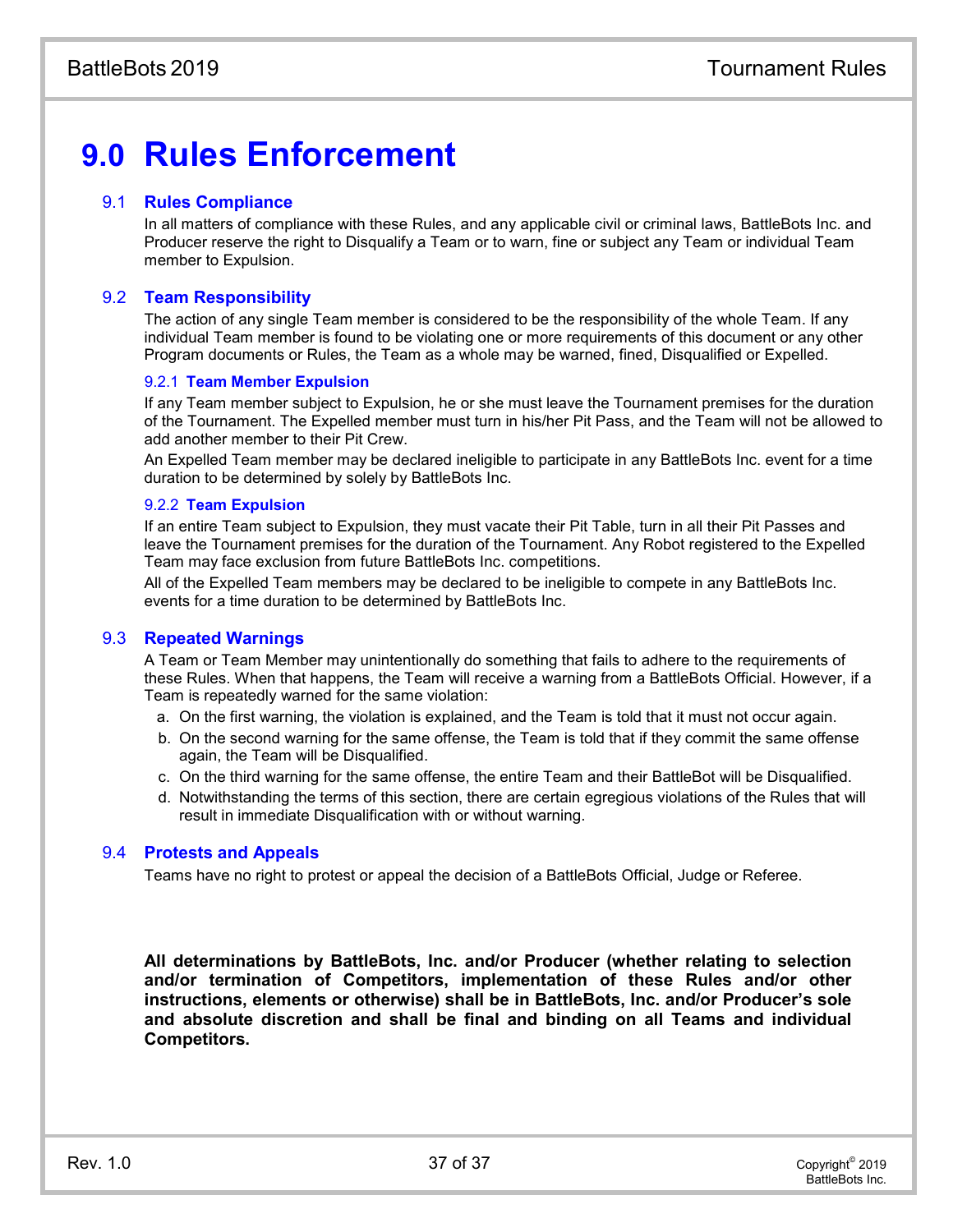# 9.0 Rules Enforcement

## 9.1 Rules Compliance

In all matters of compliance with these Rules, and any applicable civil or criminal laws, BattleBots Inc. and Producer reserve the right to Disqualify a Team or to warn, fine or subject any Team or individual Team member to Expulsion.

## 9.2 Team Responsibility

The action of any single Team member is considered to be the responsibility of the whole Team. If any individual Team member is found to be violating one or more requirements of this document or any other Program documents or Rules, the Team as a whole may be warned, fined, Disqualified or Expelled.

### 9.2.1 Team Member Expulsion

If any Team member subject to Expulsion, he or she must leave the Tournament premises for the duration of the Tournament. The Expelled member must turn in his/her Pit Pass, and the Team will not be allowed to add another member to their Pit Crew.

An Expelled Team member may be declared ineligible to participate in any BattleBots Inc. event for a time duration to be determined by solely by BattleBots Inc.

### 9.2.2 Team Expulsion

If an entire Team subject to Expulsion, they must vacate their Pit Table, turn in all their Pit Passes and leave the Tournament premises for the duration of the Tournament. Any Robot registered to the Expelled Team may face exclusion from future BattleBots Inc. competitions.

All of the Expelled Team members may be declared to be ineligible to compete in any BattleBots Inc. events for a time duration to be determined by BattleBots Inc.

## 9.3 Repeated Warnings

A Team or Team Member may unintentionally do something that fails to adhere to the requirements of these Rules. When that happens, the Team will receive a warning from a BattleBots Official. However, if a Team is repeatedly warned for the same violation:

a. On the first warning, the violation is explained, and the Team is told that it must not occur again.
b. On the second warning for the same offense, the Team is told that if they commit the same offense again, the Team will be Disqualified.
c. On the third warning for the same offense, the entire Team and their BattleBot will be Disqualified.
d. Notwithstanding the terms of this section, there are certain egregious violations of the Rules that will result in immediate Disqualification with or without warning.

## 9.4 Protests and Appeals

Teams have no right to protest or appeal the decision of a BattleBots Official, Judge or Referee.

**All determinations by BattleBots, Inc. and/or Producer (whether relating to selection and/or termination of Competitors, implementation of these Rules and/or other instructions, elements or otherwise) shall be in BattleBots, Inc. and/or Producer's sole and absolute discretion and shall be final and binding on all Teams and individual Competitors.**